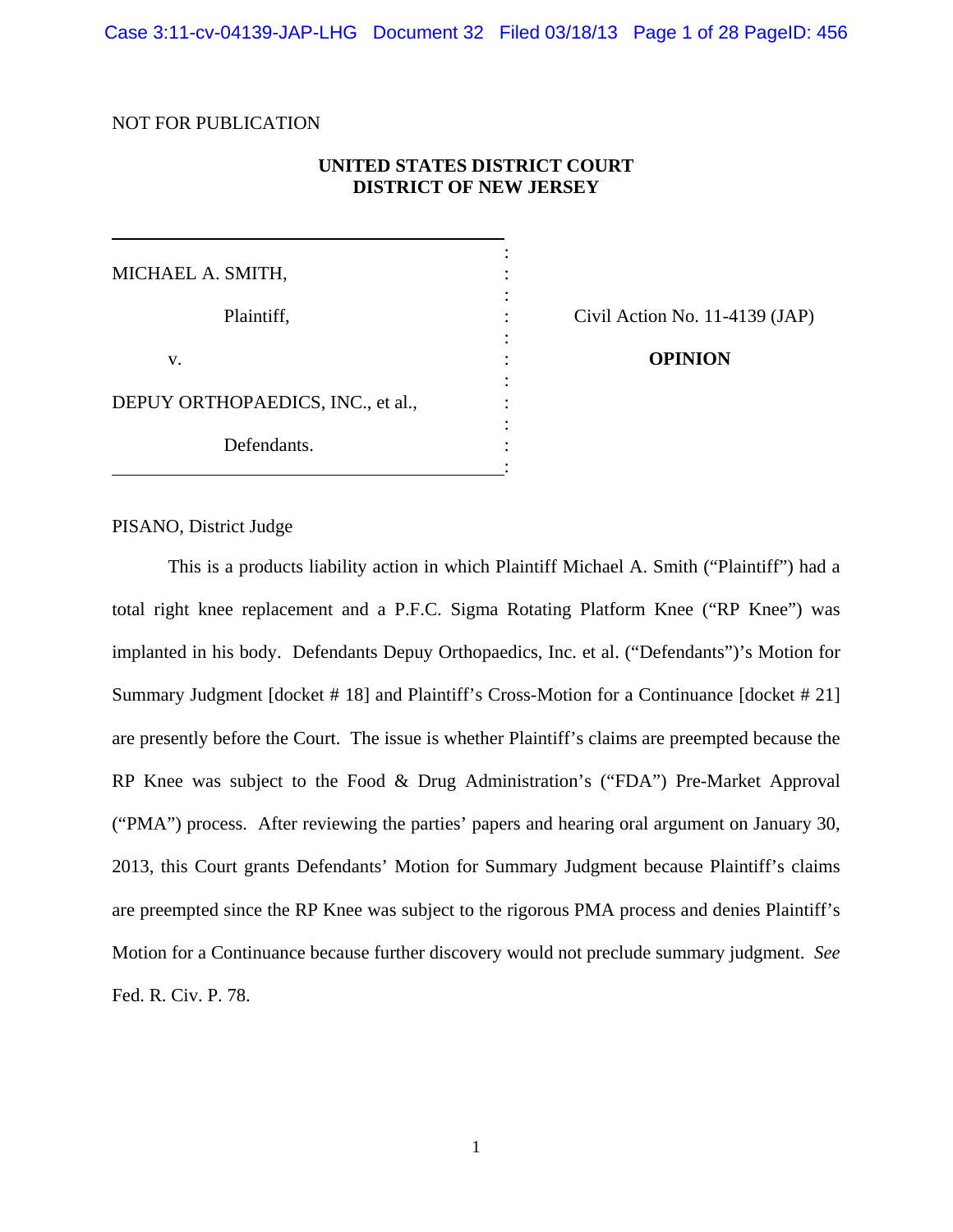NOT FOR PUBLICATION

**UNITED STATES DISTRICT COURT**
**DISTRICT OF NEW JERSEY**

MICHAEL A. SMITH,

Plaintiff,

v.

DEPUY ORTHOPAEDICS, INC., et al.,

Defendants.

Civil Action No. 11-4139 (JAP)

**OPINION**

PISANO, District Judge

This is a products liability action in which Plaintiff Michael A. Smith ("Plaintiff") had a total right knee replacement and a P.F.C. Sigma Rotating Platform Knee ("RP Knee") was implanted in his body. Defendants Depuy Orthopaedics, Inc. et al. ("Defendants")'s Motion for Summary Judgment [docket # 18] and Plaintiff's Cross-Motion for a Continuance [docket # 21] are presently before the Court. The issue is whether Plaintiff's claims are preempted because the RP Knee was subject to the Food & Drug Administration's ("FDA") Pre-Market Approval ("PMA") process. After reviewing the parties' papers and hearing oral argument on January 30, 2013, this Court grants Defendants' Motion for Summary Judgment because Plaintiff's claims are preempted since the RP Knee was subject to the rigorous PMA process and denies Plaintiff's Motion for a Continuance because further discovery would not preclude summary judgment. *See* Fed. R. Civ. P. 78.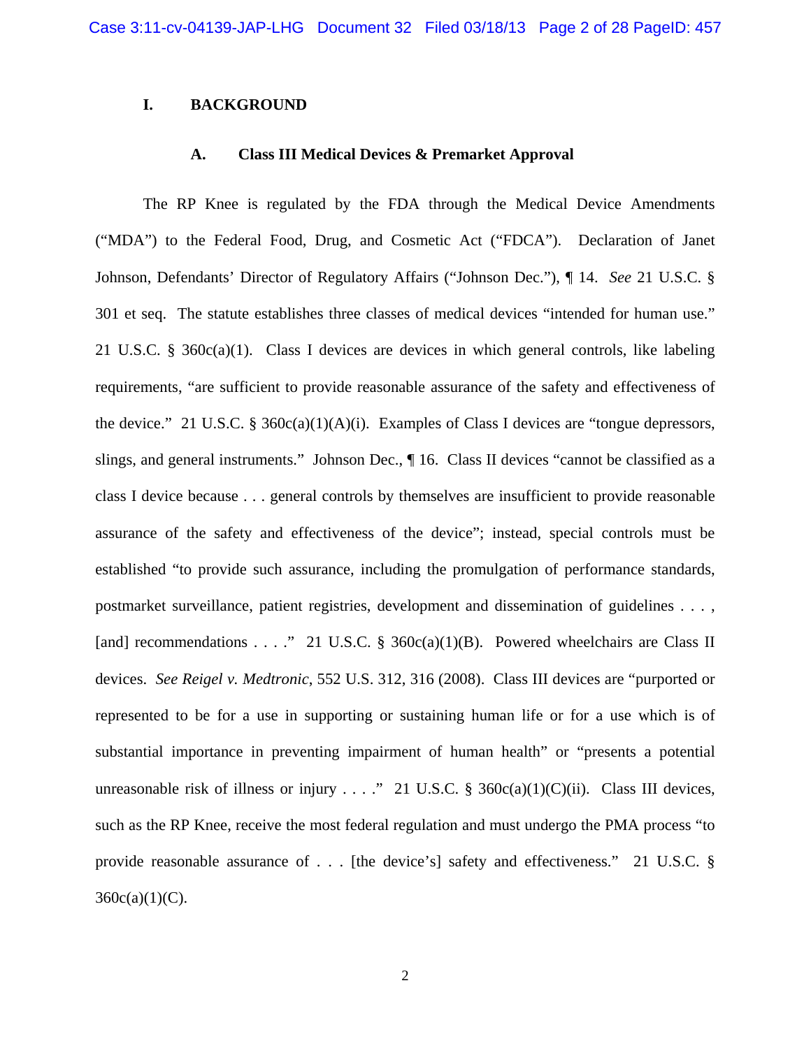## I. BACKGROUND

### A. Class III Medical Devices & Premarket Approval

The RP Knee is regulated by the FDA through the Medical Device Amendments ("MDA") to the Federal Food, Drug, and Cosmetic Act ("FDCA"). Declaration of Janet Johnson, Defendants' Director of Regulatory Affairs ("Johnson Dec."), ¶ 14. *See* 21 U.S.C. § 301 et seq. The statute establishes three classes of medical devices "intended for human use." 21 U.S.C. § 360c(a)(1). Class I devices are devices in which general controls, like labeling requirements, "are sufficient to provide reasonable assurance of the safety and effectiveness of the device." 21 U.S.C. § 360c(a)(1)(A)(i). Examples of Class I devices are "tongue depressors, slings, and general instruments." Johnson Dec., ¶ 16. Class II devices "cannot be classified as a class I device because . . . general controls by themselves are insufficient to provide reasonable assurance of the safety and effectiveness of the device"; instead, special controls must be established "to provide such assurance, including the promulgation of performance standards, postmarket surveillance, patient registries, development and dissemination of guidelines . . . , [and] recommendations . . . ." 21 U.S.C. § 360c(a)(1)(B). Powered wheelchairs are Class II devices. *See Reigel v. Medtronic*, 552 U.S. 312, 316 (2008). Class III devices are "purported or represented to be for a use in supporting or sustaining human life or for a use which is of substantial importance in preventing impairment of human health" or "presents a potential unreasonable risk of illness or injury . . . ." 21 U.S.C. § 360c(a)(1)(C)(ii). Class III devices, such as the RP Knee, receive the most federal regulation and must undergo the PMA process "to provide reasonable assurance of . . . [the device's] safety and effectiveness." 21 U.S.C. § 360c(a)(1)(C).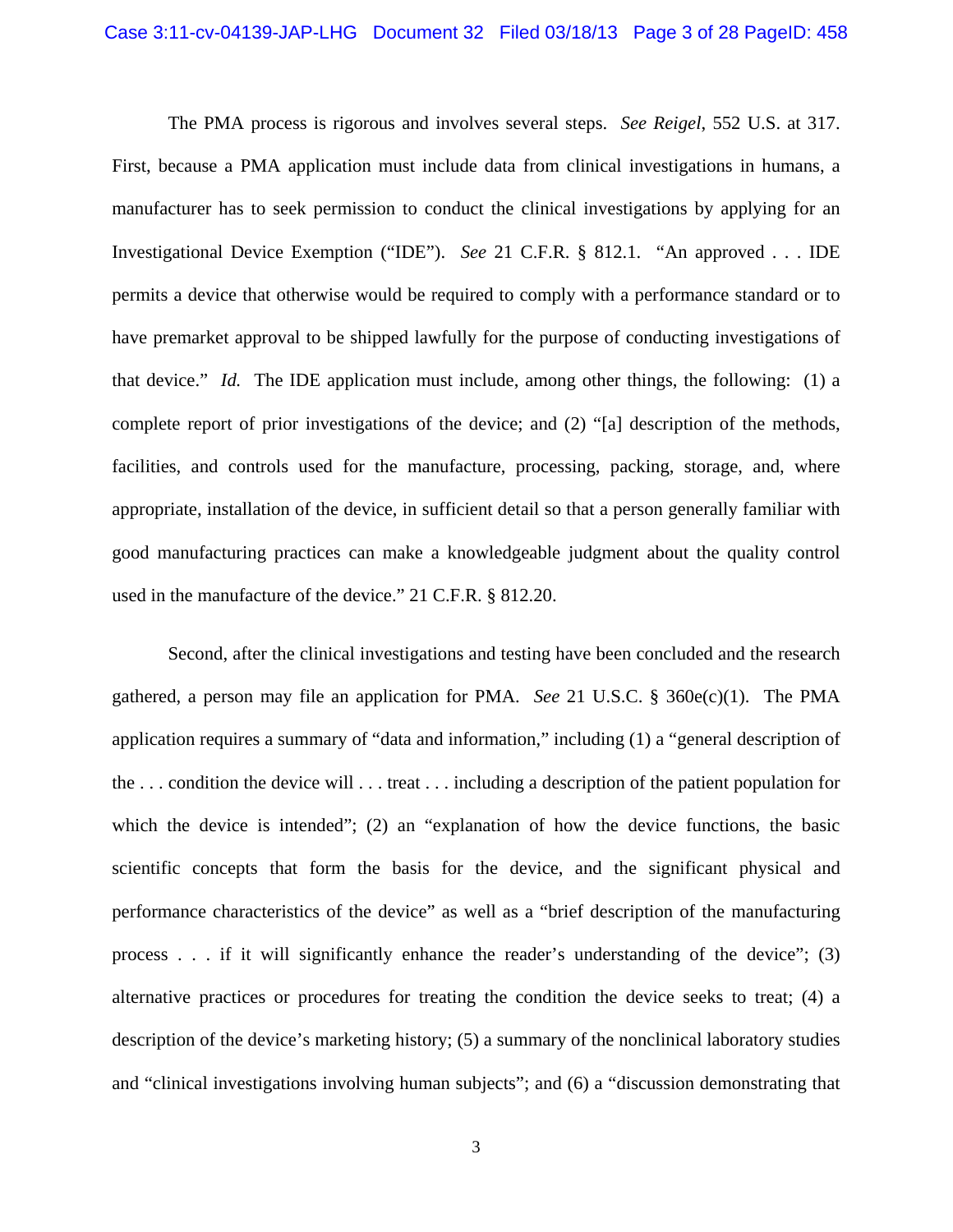The PMA process is rigorous and involves several steps. *See Reigel*, 552 U.S. at 317. First, because a PMA application must include data from clinical investigations in humans, a manufacturer has to seek permission to conduct the clinical investigations by applying for an Investigational Device Exemption ("IDE"). *See* 21 C.F.R. § 812.1. "An approved . . . IDE permits a device that otherwise would be required to comply with a performance standard or to have premarket approval to be shipped lawfully for the purpose of conducting investigations of that device." *Id.* The IDE application must include, among other things, the following: (1) a complete report of prior investigations of the device; and (2) "[a] description of the methods, facilities, and controls used for the manufacture, processing, packing, storage, and, where appropriate, installation of the device, in sufficient detail so that a person generally familiar with good manufacturing practices can make a knowledgeable judgment about the quality control used in the manufacture of the device." 21 C.F.R. § 812.20.

Second, after the clinical investigations and testing have been concluded and the research gathered, a person may file an application for PMA. *See* 21 U.S.C. § 360e(c)(1). The PMA application requires a summary of "data and information," including (1) a "general description of the . . . condition the device will . . . treat . . . including a description of the patient population for which the device is intended"; (2) an "explanation of how the device functions, the basic scientific concepts that form the basis for the device, and the significant physical and performance characteristics of the device" as well as a "brief description of the manufacturing process . . . if it will significantly enhance the reader's understanding of the device"; (3) alternative practices or procedures for treating the condition the device seeks to treat; (4) a description of the device's marketing history; (5) a summary of the nonclinical laboratory studies and "clinical investigations involving human subjects"; and (6) a "discussion demonstrating that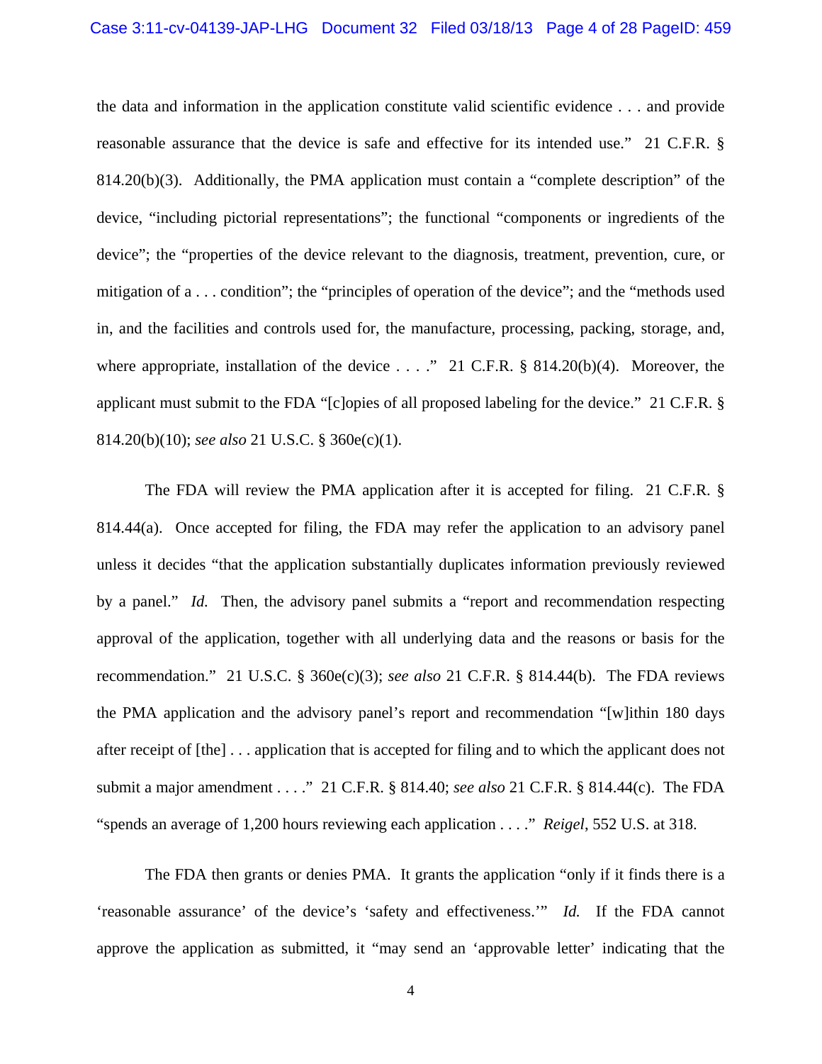the data and information in the application constitute valid scientific evidence . . . and provide reasonable assurance that the device is safe and effective for its intended use." 21 C.F.R. § 814.20(b)(3). Additionally, the PMA application must contain a "complete description" of the device, "including pictorial representations"; the functional "components or ingredients of the device"; the "properties of the device relevant to the diagnosis, treatment, prevention, cure, or mitigation of a . . . condition"; the "principles of operation of the device"; and the "methods used in, and the facilities and controls used for, the manufacture, processing, packing, storage, and, where appropriate, installation of the device . . . ." 21 C.F.R. § 814.20(b)(4). Moreover, the applicant must submit to the FDA "[c]opies of all proposed labeling for the device." 21 C.F.R. § 814.20(b)(10); *see also* 21 U.S.C. § 360e(c)(1).

The FDA will review the PMA application after it is accepted for filing. 21 C.F.R. § 814.44(a). Once accepted for filing, the FDA may refer the application to an advisory panel unless it decides "that the application substantially duplicates information previously reviewed by a panel." *Id.* Then, the advisory panel submits a "report and recommendation respecting approval of the application, together with all underlying data and the reasons or basis for the recommendation." 21 U.S.C. § 360e(c)(3); *see also* 21 C.F.R. § 814.44(b). The FDA reviews the PMA application and the advisory panel's report and recommendation "[w]ithin 180 days after receipt of [the] . . . application that is accepted for filing and to which the applicant does not submit a major amendment . . . ." 21 C.F.R. § 814.40; *see also* 21 C.F.R. § 814.44(c). The FDA "spends an average of 1,200 hours reviewing each application . . . ." *Reigel*, 552 U.S. at 318.

The FDA then grants or denies PMA. It grants the application "only if it finds there is a 'reasonable assurance' of the device's 'safety and effectiveness.'" *Id.* If the FDA cannot approve the application as submitted, it "may send an 'approvable letter' indicating that the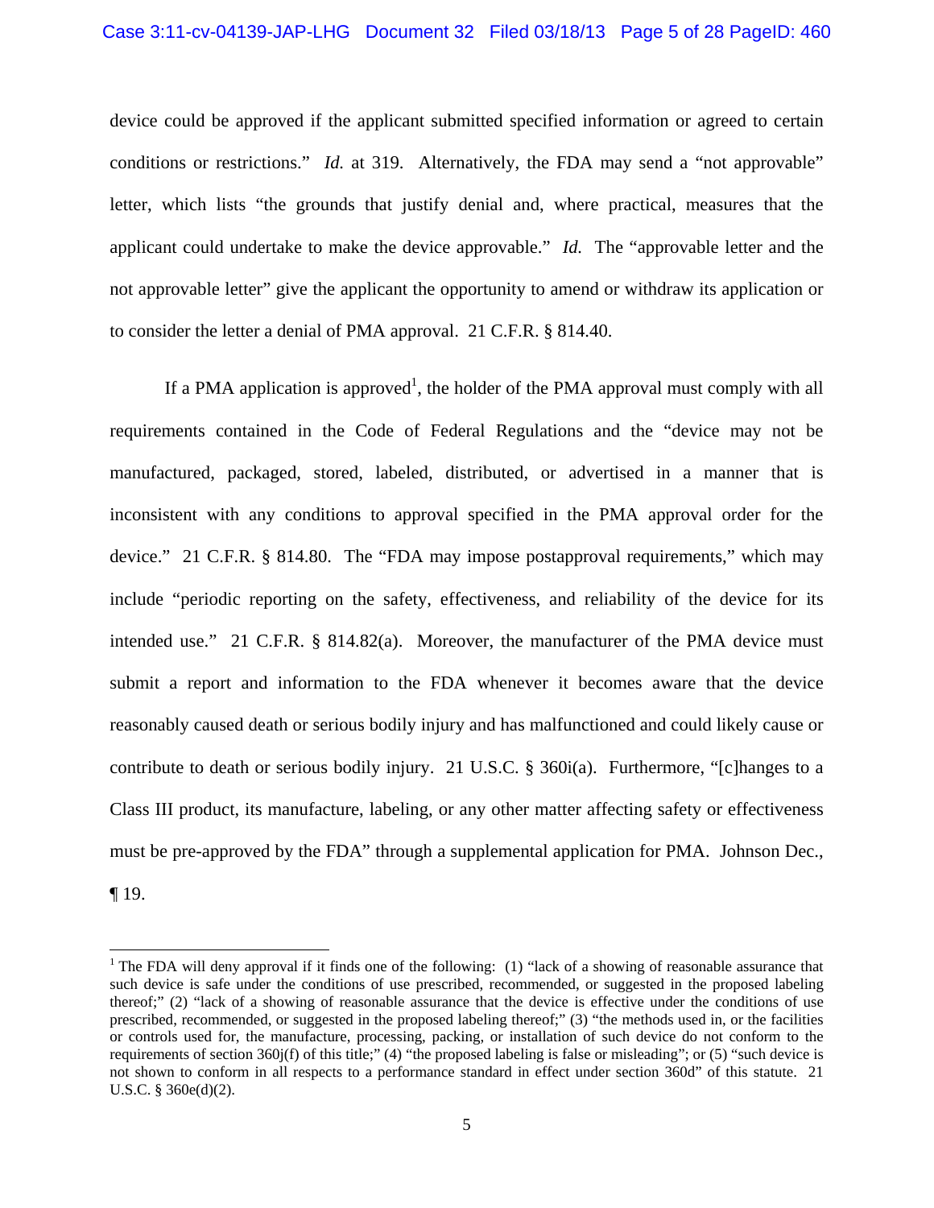device could be approved if the applicant submitted specified information or agreed to certain conditions or restrictions." *Id.* at 319. Alternatively, the FDA may send a "not approvable" letter, which lists "the grounds that justify denial and, where practical, measures that the applicant could undertake to make the device approvable." *Id.* The "approvable letter and the not approvable letter" give the applicant the opportunity to amend or withdraw its application or to consider the letter a denial of PMA approval. 21 C.F.R. § 814.40.

If a PMA application is approved[1], the holder of the PMA approval must comply with all requirements contained in the Code of Federal Regulations and the "device may not be manufactured, packaged, stored, labeled, distributed, or advertised in a manner that is inconsistent with any conditions to approval specified in the PMA approval order for the device." 21 C.F.R. § 814.80. The "FDA may impose postapproval requirements," which may include "periodic reporting on the safety, effectiveness, and reliability of the device for its intended use." 21 C.F.R. § 814.82(a). Moreover, the manufacturer of the PMA device must submit a report and information to the FDA whenever it becomes aware that the device reasonably caused death or serious bodily injury and has malfunctioned and could likely cause or contribute to death or serious bodily injury. 21 U.S.C. § 360i(a). Furthermore, "[c]hanges to a Class III product, its manufacture, labeling, or any other matter affecting safety or effectiveness must be pre-approved by the FDA" through a supplemental application for PMA. Johnson Dec., ¶ 19.

---

[1] The FDA will deny approval if it finds one of the following: (1) "lack of a showing of reasonable assurance that such device is safe under the conditions of use prescribed, recommended, or suggested in the proposed labeling thereof;" (2) "lack of a showing of reasonable assurance that the device is effective under the conditions of use prescribed, recommended, or suggested in the proposed labeling thereof;" (3) "the methods used in, or the facilities or controls used for, the manufacture, processing, packing, or installation of such device do not conform to the requirements of section 360j(f) of this title;" (4) "the proposed labeling is false or misleading"; or (5) "such device is not shown to conform in all respects to a performance standard in effect under section 360d" of this statute. 21 U.S.C. § 360e(d)(2).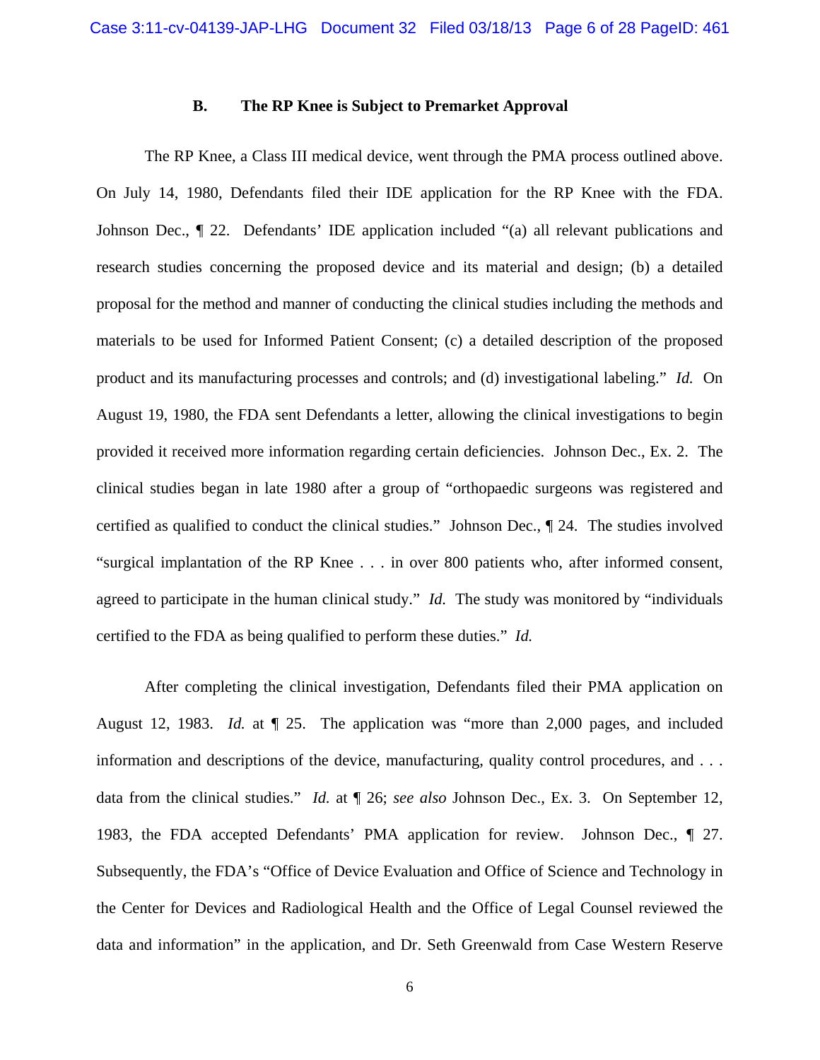### B. The RP Knee is Subject to Premarket Approval

The RP Knee, a Class III medical device, went through the PMA process outlined above. On July 14, 1980, Defendants filed their IDE application for the RP Knee with the FDA. Johnson Dec., ¶ 22. Defendants' IDE application included "(a) all relevant publications and research studies concerning the proposed device and its material and design; (b) a detailed proposal for the method and manner of conducting the clinical studies including the methods and materials to be used for Informed Patient Consent; (c) a detailed description of the proposed product and its manufacturing processes and controls; and (d) investigational labeling." *Id.* On August 19, 1980, the FDA sent Defendants a letter, allowing the clinical investigations to begin provided it received more information regarding certain deficiencies. Johnson Dec., Ex. 2. The clinical studies began in late 1980 after a group of "orthopaedic surgeons was registered and certified as qualified to conduct the clinical studies." Johnson Dec., ¶ 24. The studies involved "surgical implantation of the RP Knee . . . in over 800 patients who, after informed consent, agreed to participate in the human clinical study." *Id.* The study was monitored by "individuals certified to the FDA as being qualified to perform these duties." *Id.*

After completing the clinical investigation, Defendants filed their PMA application on August 12, 1983. *Id.* at ¶ 25. The application was "more than 2,000 pages, and included information and descriptions of the device, manufacturing, quality control procedures, and . . . data from the clinical studies." *Id.* at ¶ 26; *see also* Johnson Dec., Ex. 3. On September 12, 1983, the FDA accepted Defendants' PMA application for review. Johnson Dec., ¶ 27. Subsequently, the FDA's "Office of Device Evaluation and Office of Science and Technology in the Center for Devices and Radiological Health and the Office of Legal Counsel reviewed the data and information" in the application, and Dr. Seth Greenwald from Case Western Reserve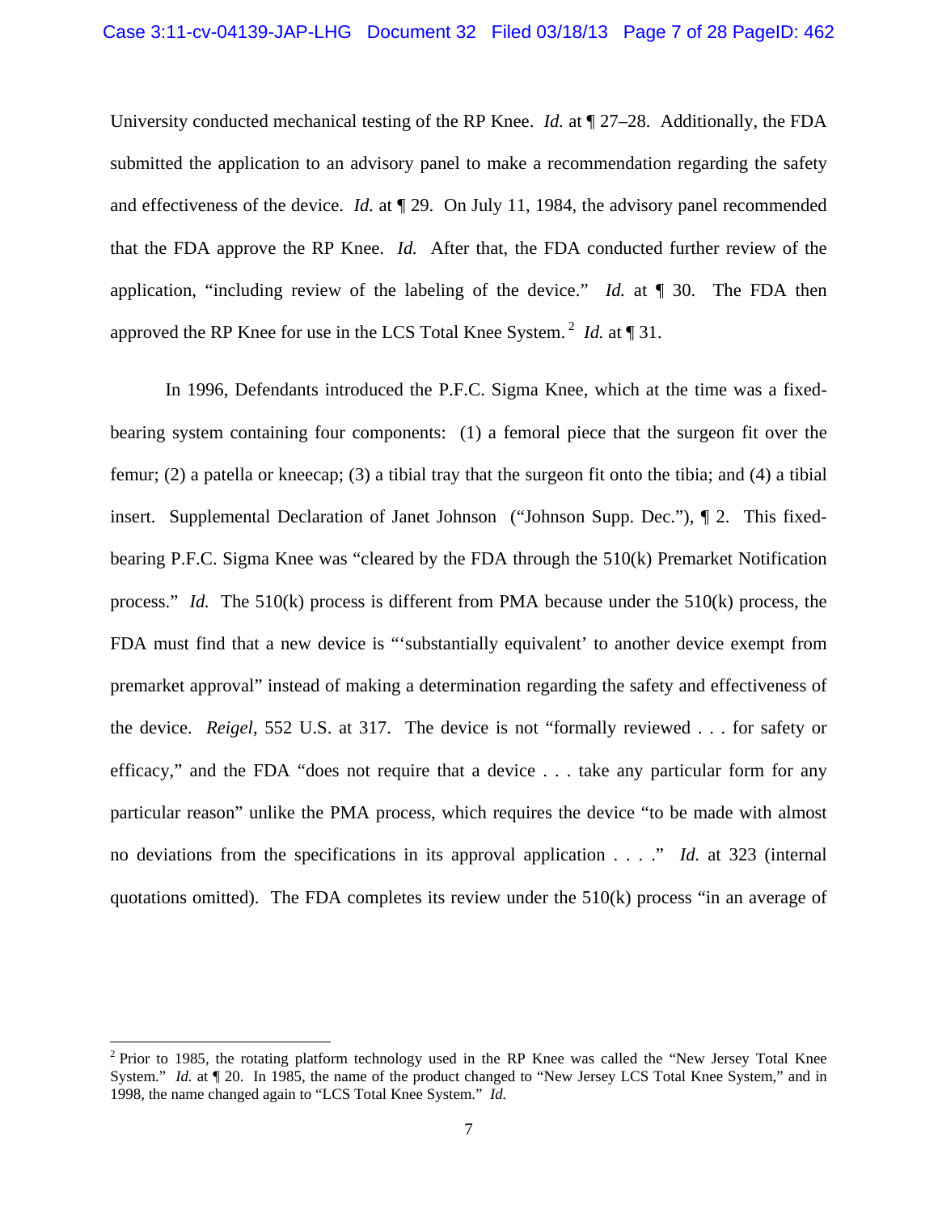University conducted mechanical testing of the RP Knee. *Id.* at ¶ 27–28. Additionally, the FDA submitted the application to an advisory panel to make a recommendation regarding the safety and effectiveness of the device. *Id.* at ¶ 29. On July 11, 1984, the advisory panel recommended that the FDA approve the RP Knee. *Id.* After that, the FDA conducted further review of the application, "including review of the labeling of the device." *Id.* at ¶ 30. The FDA then approved the RP Knee for use in the LCS Total Knee System.[2] *Id.* at ¶ 31.

In 1996, Defendants introduced the P.F.C. Sigma Knee, which at the time was a fixed-bearing system containing four components: (1) a femoral piece that the surgeon fit over the femur; (2) a patella or kneecap; (3) a tibial tray that the surgeon fit onto the tibia; and (4) a tibial insert. Supplemental Declaration of Janet Johnson ("Johnson Supp. Dec."), ¶ 2. This fixed-bearing P.F.C. Sigma Knee was "cleared by the FDA through the 510(k) Premarket Notification process." *Id.* The 510(k) process is different from PMA because under the 510(k) process, the FDA must find that a new device is "'substantially equivalent' to another device exempt from premarket approval" instead of making a determination regarding the safety and effectiveness of the device. *Reigel*, 552 U.S. at 317. The device is not "formally reviewed . . . for safety or efficacy," and the FDA "does not require that a device . . . take any particular form for any particular reason" unlike the PMA process, which requires the device "to be made with almost no deviations from the specifications in its approval application . . . ." *Id.* at 323 (internal quotations omitted). The FDA completes its review under the 510(k) process "in an average of

---

[2] Prior to 1985, the rotating platform technology used in the RP Knee was called the "New Jersey Total Knee System." *Id.* at ¶ 20. In 1985, the name of the product changed to "New Jersey LCS Total Knee System," and in 1998, the name changed again to "LCS Total Knee System." *Id.*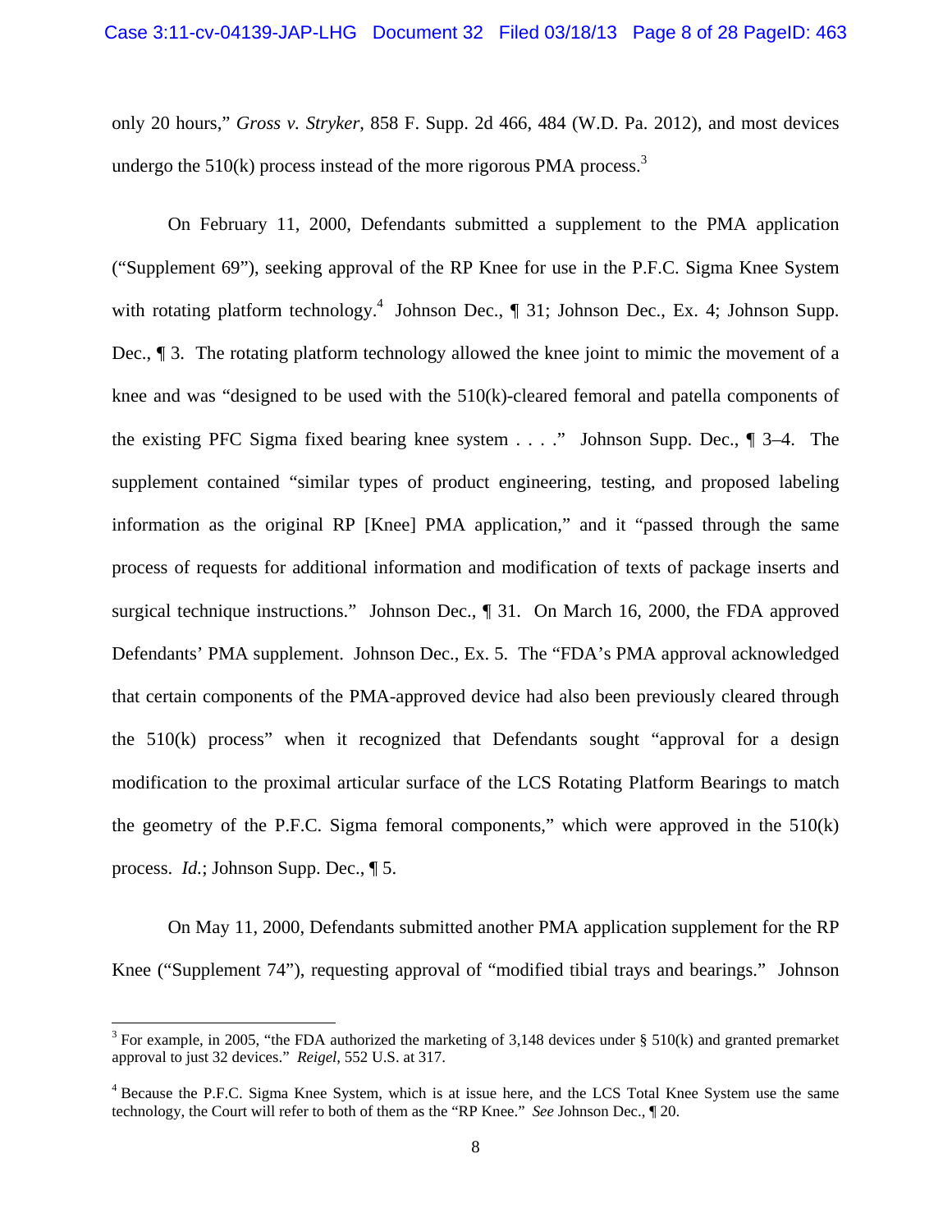only 20 hours," *Gross v. Stryker*, 858 F. Supp. 2d 466, 484 (W.D. Pa. 2012), and most devices undergo the 510(k) process instead of the more rigorous PMA process.[3]

On February 11, 2000, Defendants submitted a supplement to the PMA application ("Supplement 69"), seeking approval of the RP Knee for use in the P.F.C. Sigma Knee System with rotating platform technology.[4] Johnson Dec., ¶ 31; Johnson Dec., Ex. 4; Johnson Supp. Dec., ¶ 3. The rotating platform technology allowed the knee joint to mimic the movement of a knee and was "designed to be used with the 510(k)-cleared femoral and patella components of the existing PFC Sigma fixed bearing knee system . . . ." Johnson Supp. Dec., ¶ 3–4. The supplement contained "similar types of product engineering, testing, and proposed labeling information as the original RP [Knee] PMA application," and it "passed through the same process of requests for additional information and modification of texts of package inserts and surgical technique instructions." Johnson Dec., ¶ 31. On March 16, 2000, the FDA approved Defendants' PMA supplement. Johnson Dec., Ex. 5. The "FDA's PMA approval acknowledged that certain components of the PMA-approved device had also been previously cleared through the 510(k) process" when it recognized that Defendants sought "approval for a design modification to the proximal articular surface of the LCS Rotating Platform Bearings to match the geometry of the P.F.C. Sigma femoral components," which were approved in the 510(k) process. *Id.*; Johnson Supp. Dec., ¶ 5.

On May 11, 2000, Defendants submitted another PMA application supplement for the RP Knee ("Supplement 74"), requesting approval of "modified tibial trays and bearings." Johnson

---

[3] For example, in 2005, "the FDA authorized the marketing of 3,148 devices under § 510(k) and granted premarket approval to just 32 devices." *Reigel*, 552 U.S. at 317.

[4] Because the P.F.C. Sigma Knee System, which is at issue here, and the LCS Total Knee System use the same technology, the Court will refer to both of them as the "RP Knee." *See* Johnson Dec., ¶ 20.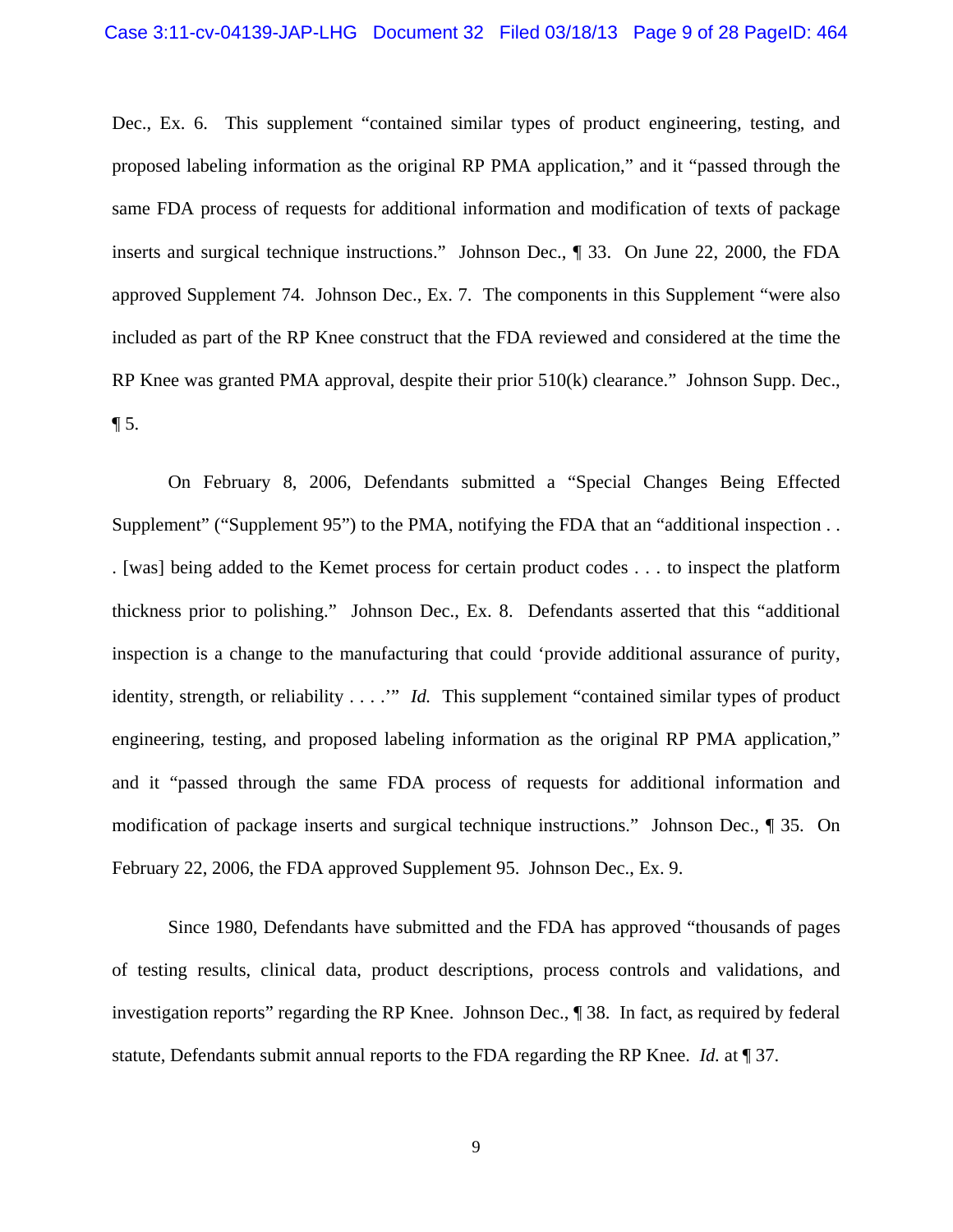Dec., Ex. 6. This supplement "contained similar types of product engineering, testing, and proposed labeling information as the original RP PMA application," and it "passed through the same FDA process of requests for additional information and modification of texts of package inserts and surgical technique instructions." Johnson Dec., ¶ 33. On June 22, 2000, the FDA approved Supplement 74. Johnson Dec., Ex. 7. The components in this Supplement "were also included as part of the RP Knee construct that the FDA reviewed and considered at the time the RP Knee was granted PMA approval, despite their prior 510(k) clearance." Johnson Supp. Dec., ¶ 5.

On February 8, 2006, Defendants submitted a "Special Changes Being Effected Supplement" ("Supplement 95") to the PMA, notifying the FDA that an "additional inspection . . . [was] being added to the Kemet process for certain product codes . . . to inspect the platform thickness prior to polishing." Johnson Dec., Ex. 8. Defendants asserted that this "additional inspection is a change to the manufacturing that could 'provide additional assurance of purity, identity, strength, or reliability . . . .'" *Id.* This supplement "contained similar types of product engineering, testing, and proposed labeling information as the original RP PMA application," and it "passed through the same FDA process of requests for additional information and modification of package inserts and surgical technique instructions." Johnson Dec., ¶ 35. On February 22, 2006, the FDA approved Supplement 95. Johnson Dec., Ex. 9.

Since 1980, Defendants have submitted and the FDA has approved "thousands of pages of testing results, clinical data, product descriptions, process controls and validations, and investigation reports" regarding the RP Knee. Johnson Dec., ¶ 38. In fact, as required by federal statute, Defendants submit annual reports to the FDA regarding the RP Knee. *Id.* at ¶ 37.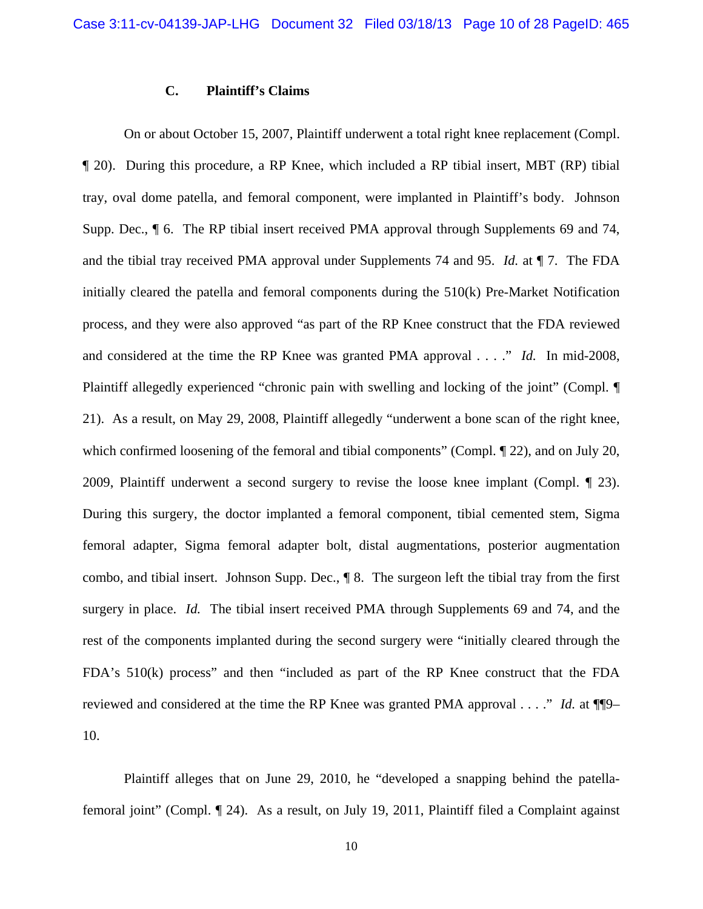### C. Plaintiff's Claims

On or about October 15, 2007, Plaintiff underwent a total right knee replacement (Compl. ¶ 20). During this procedure, a RP Knee, which included a RP tibial insert, MBT (RP) tibial tray, oval dome patella, and femoral component, were implanted in Plaintiff's body. Johnson Supp. Dec., ¶ 6. The RP tibial insert received PMA approval through Supplements 69 and 74, and the tibial tray received PMA approval under Supplements 74 and 95. *Id.* at ¶ 7. The FDA initially cleared the patella and femoral components during the 510(k) Pre-Market Notification process, and they were also approved "as part of the RP Knee construct that the FDA reviewed and considered at the time the RP Knee was granted PMA approval . . . ." *Id.* In mid-2008, Plaintiff allegedly experienced "chronic pain with swelling and locking of the joint" (Compl. ¶ 21). As a result, on May 29, 2008, Plaintiff allegedly "underwent a bone scan of the right knee, which confirmed loosening of the femoral and tibial components" (Compl. ¶ 22), and on July 20, 2009, Plaintiff underwent a second surgery to revise the loose knee implant (Compl. ¶ 23). During this surgery, the doctor implanted a femoral component, tibial cemented stem, Sigma femoral adapter, Sigma femoral adapter bolt, distal augmentations, posterior augmentation combo, and tibial insert. Johnson Supp. Dec., ¶ 8. The surgeon left the tibial tray from the first surgery in place. *Id.* The tibial insert received PMA through Supplements 69 and 74, and the rest of the components implanted during the second surgery were "initially cleared through the FDA's 510(k) process" and then "included as part of the RP Knee construct that the FDA reviewed and considered at the time the RP Knee was granted PMA approval . . . ." *Id.* at ¶¶9–10.

Plaintiff alleges that on June 29, 2010, he "developed a snapping behind the patella-femoral joint" (Compl. ¶ 24). As a result, on July 19, 2011, Plaintiff filed a Complaint against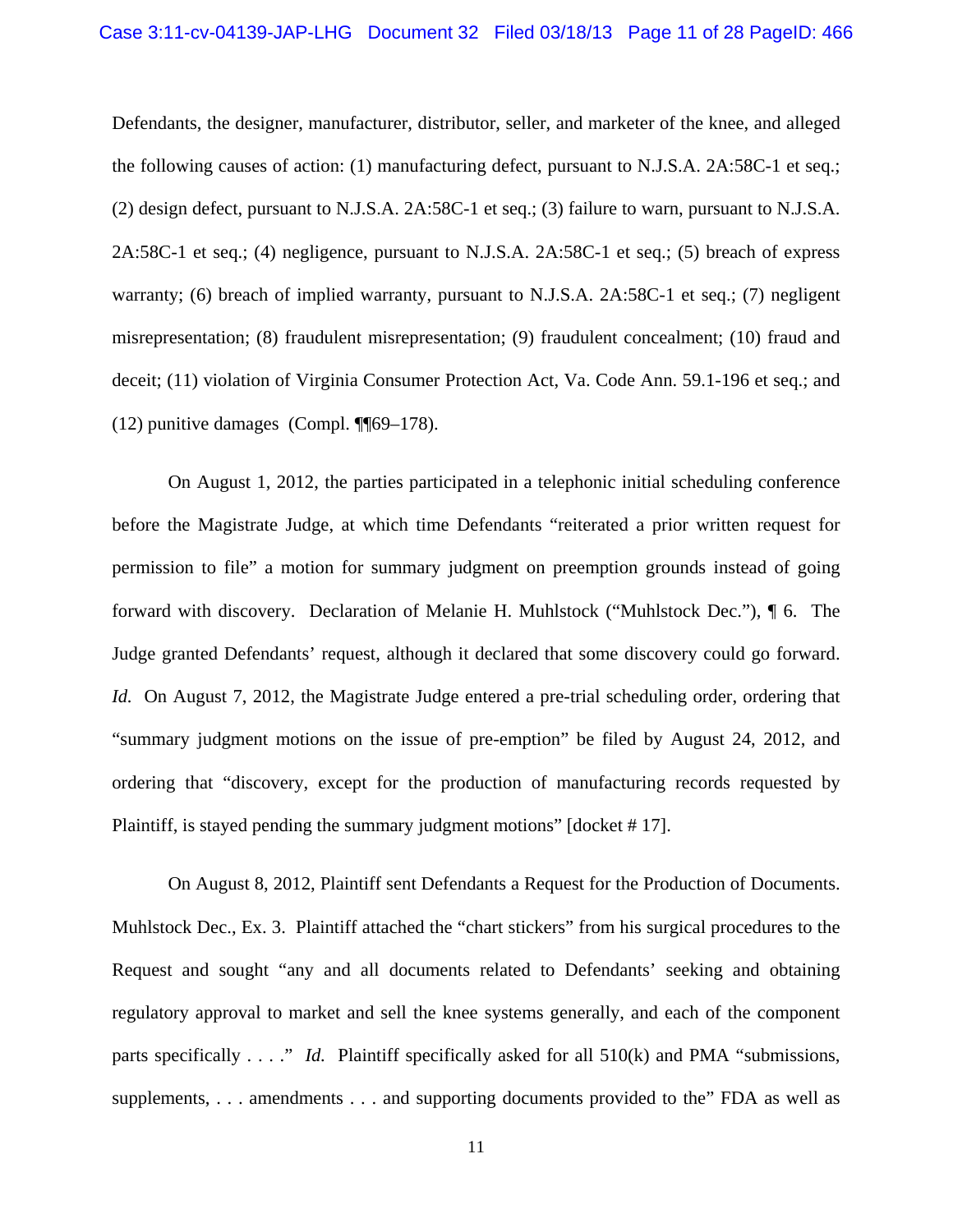Defendants, the designer, manufacturer, distributor, seller, and marketer of the knee, and alleged the following causes of action: (1) manufacturing defect, pursuant to N.J.S.A. 2A:58C-1 et seq.; (2) design defect, pursuant to N.J.S.A. 2A:58C-1 et seq.; (3) failure to warn, pursuant to N.J.S.A. 2A:58C-1 et seq.; (4) negligence, pursuant to N.J.S.A. 2A:58C-1 et seq.; (5) breach of express warranty; (6) breach of implied warranty, pursuant to N.J.S.A. 2A:58C-1 et seq.; (7) negligent misrepresentation; (8) fraudulent misrepresentation; (9) fraudulent concealment; (10) fraud and deceit; (11) violation of Virginia Consumer Protection Act, Va. Code Ann. 59.1-196 et seq.; and (12) punitive damages (Compl. ¶¶69–178).

On August 1, 2012, the parties participated in a telephonic initial scheduling conference before the Magistrate Judge, at which time Defendants "reiterated a prior written request for permission to file" a motion for summary judgment on preemption grounds instead of going forward with discovery. Declaration of Melanie H. Muhlstock ("Muhlstock Dec."), ¶ 6. The Judge granted Defendants' request, although it declared that some discovery could go forward. *Id.* On August 7, 2012, the Magistrate Judge entered a pre-trial scheduling order, ordering that "summary judgment motions on the issue of pre-emption" be filed by August 24, 2012, and ordering that "discovery, except for the production of manufacturing records requested by Plaintiff, is stayed pending the summary judgment motions" [docket # 17].

On August 8, 2012, Plaintiff sent Defendants a Request for the Production of Documents. Muhlstock Dec., Ex. 3. Plaintiff attached the "chart stickers" from his surgical procedures to the Request and sought "any and all documents related to Defendants' seeking and obtaining regulatory approval to market and sell the knee systems generally, and each of the component parts specifically . . . ." *Id.* Plaintiff specifically asked for all 510(k) and PMA "submissions, supplements, . . . amendments . . . and supporting documents provided to the" FDA as well as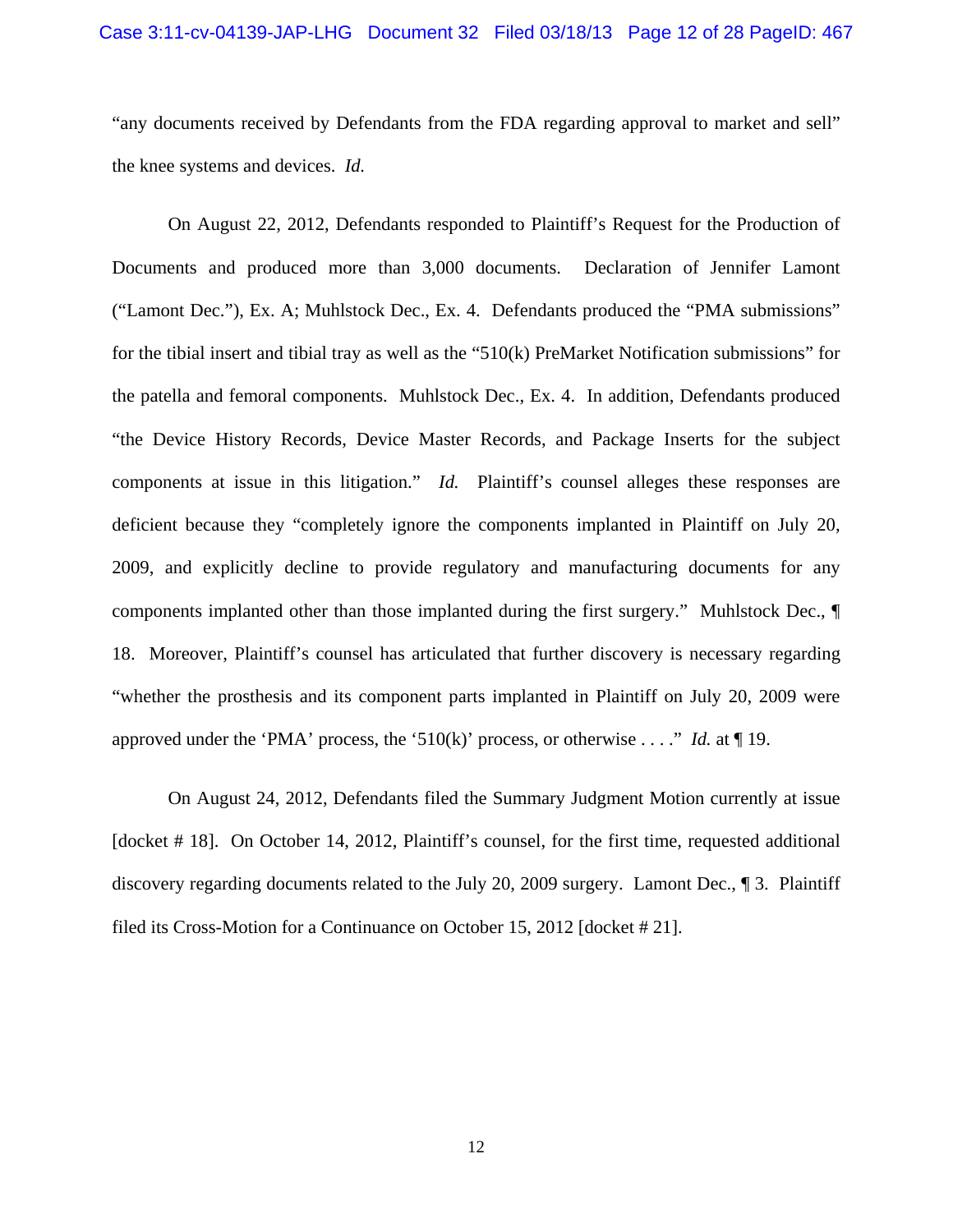"any documents received by Defendants from the FDA regarding approval to market and sell" the knee systems and devices. *Id.*

On August 22, 2012, Defendants responded to Plaintiff's Request for the Production of Documents and produced more than 3,000 documents. Declaration of Jennifer Lamont ("Lamont Dec."), Ex. A; Muhlstock Dec., Ex. 4. Defendants produced the "PMA submissions" for the tibial insert and tibial tray as well as the "510(k) PreMarket Notification submissions" for the patella and femoral components. Muhlstock Dec., Ex. 4. In addition, Defendants produced "the Device History Records, Device Master Records, and Package Inserts for the subject components at issue in this litigation." *Id.* Plaintiff's counsel alleges these responses are deficient because they "completely ignore the components implanted in Plaintiff on July 20, 2009, and explicitly decline to provide regulatory and manufacturing documents for any components implanted other than those implanted during the first surgery." Muhlstock Dec., ¶ 18. Moreover, Plaintiff's counsel has articulated that further discovery is necessary regarding "whether the prosthesis and its component parts implanted in Plaintiff on July 20, 2009 were approved under the 'PMA' process, the '510(k)' process, or otherwise . . . ." *Id.* at ¶ 19.

On August 24, 2012, Defendants filed the Summary Judgment Motion currently at issue [docket # 18]. On October 14, 2012, Plaintiff's counsel, for the first time, requested additional discovery regarding documents related to the July 20, 2009 surgery. Lamont Dec., ¶ 3. Plaintiff filed its Cross-Motion for a Continuance on October 15, 2012 [docket # 21].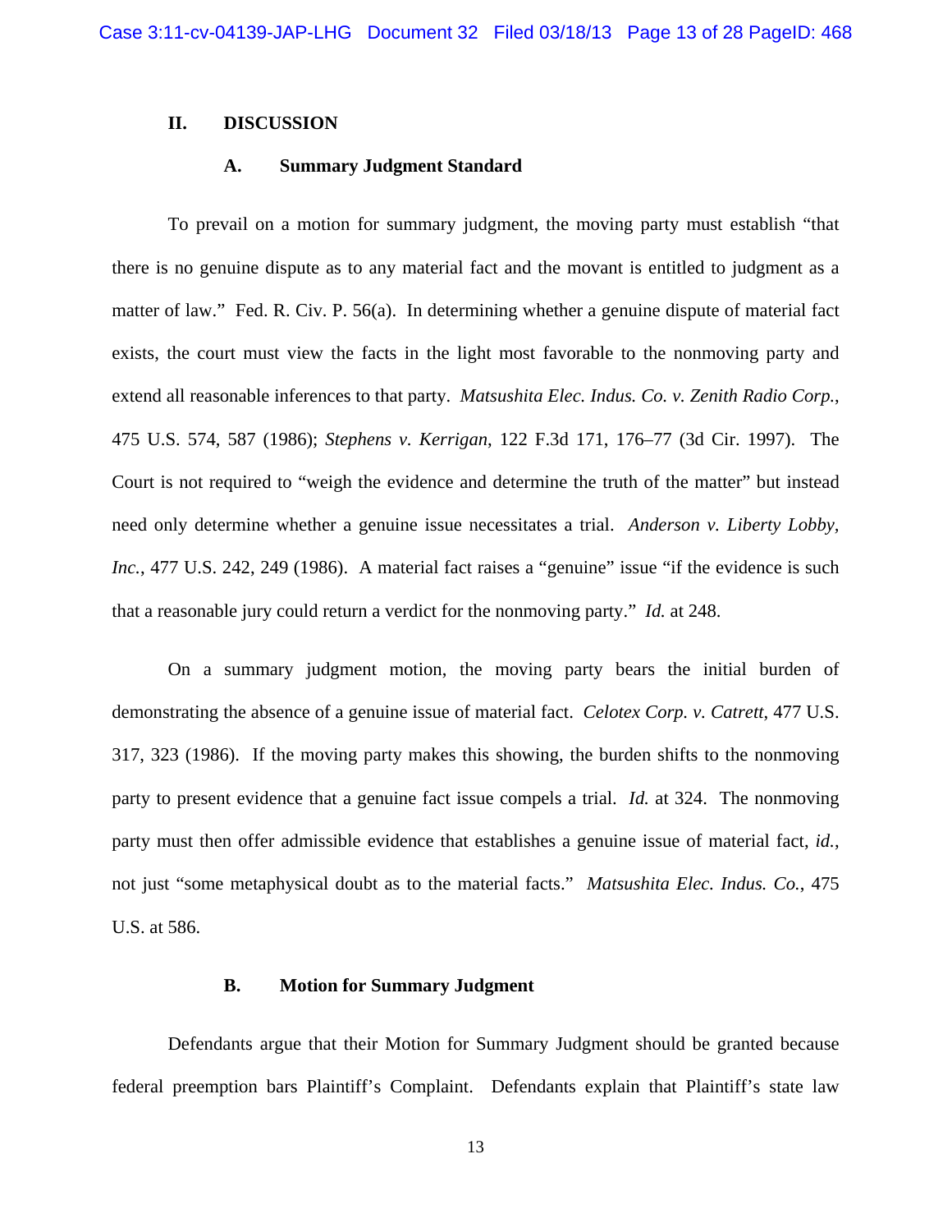## II. DISCUSSION

### A. Summary Judgment Standard

To prevail on a motion for summary judgment, the moving party must establish "that there is no genuine dispute as to any material fact and the movant is entitled to judgment as a matter of law." Fed. R. Civ. P. 56(a). In determining whether a genuine dispute of material fact exists, the court must view the facts in the light most favorable to the nonmoving party and extend all reasonable inferences to that party. *Matsushita Elec. Indus. Co. v. Zenith Radio Corp.*, 475 U.S. 574, 587 (1986); *Stephens v. Kerrigan*, 122 F.3d 171, 176–77 (3d Cir. 1997). The Court is not required to "weigh the evidence and determine the truth of the matter" but instead need only determine whether a genuine issue necessitates a trial. *Anderson v. Liberty Lobby, Inc.*, 477 U.S. 242, 249 (1986). A material fact raises a "genuine" issue "if the evidence is such that a reasonable jury could return a verdict for the nonmoving party." *Id.* at 248.

On a summary judgment motion, the moving party bears the initial burden of demonstrating the absence of a genuine issue of material fact. *Celotex Corp. v. Catrett*, 477 U.S. 317, 323 (1986). If the moving party makes this showing, the burden shifts to the nonmoving party to present evidence that a genuine fact issue compels a trial. *Id.* at 324. The nonmoving party must then offer admissible evidence that establishes a genuine issue of material fact, *id.*, not just "some metaphysical doubt as to the material facts." *Matsushita Elec. Indus. Co.*, 475 U.S. at 586.

### B. Motion for Summary Judgment

Defendants argue that their Motion for Summary Judgment should be granted because federal preemption bars Plaintiff's Complaint. Defendants explain that Plaintiff's state law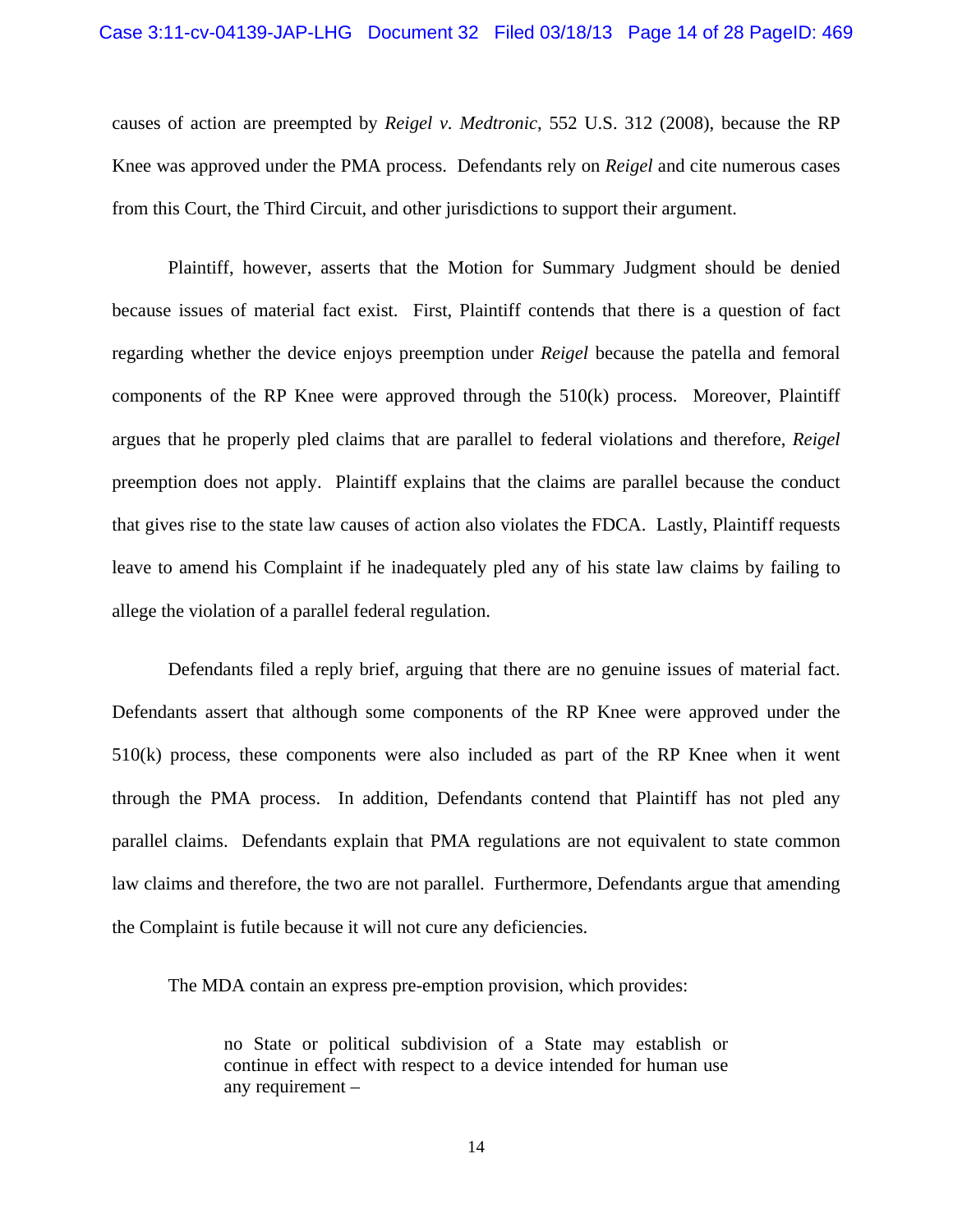causes of action are preempted by *Reigel v. Medtronic*, 552 U.S. 312 (2008), because the RP Knee was approved under the PMA process. Defendants rely on *Reigel* and cite numerous cases from this Court, the Third Circuit, and other jurisdictions to support their argument.

Plaintiff, however, asserts that the Motion for Summary Judgment should be denied because issues of material fact exist. First, Plaintiff contends that there is a question of fact regarding whether the device enjoys preemption under *Reigel* because the patella and femoral components of the RP Knee were approved through the 510(k) process. Moreover, Plaintiff argues that he properly pled claims that are parallel to federal violations and therefore, *Reigel* preemption does not apply. Plaintiff explains that the claims are parallel because the conduct that gives rise to the state law causes of action also violates the FDCA. Lastly, Plaintiff requests leave to amend his Complaint if he inadequately pled any of his state law claims by failing to allege the violation of a parallel federal regulation.

Defendants filed a reply brief, arguing that there are no genuine issues of material fact. Defendants assert that although some components of the RP Knee were approved under the 510(k) process, these components were also included as part of the RP Knee when it went through the PMA process. In addition, Defendants contend that Plaintiff has not pled any parallel claims. Defendants explain that PMA regulations are not equivalent to state common law claims and therefore, the two are not parallel. Furthermore, Defendants argue that amending the Complaint is futile because it will not cure any deficiencies.

The MDA contain an express pre-emption provision, which provides:

> no State or political subdivision of a State may establish or continue in effect with respect to a device intended for human use any requirement –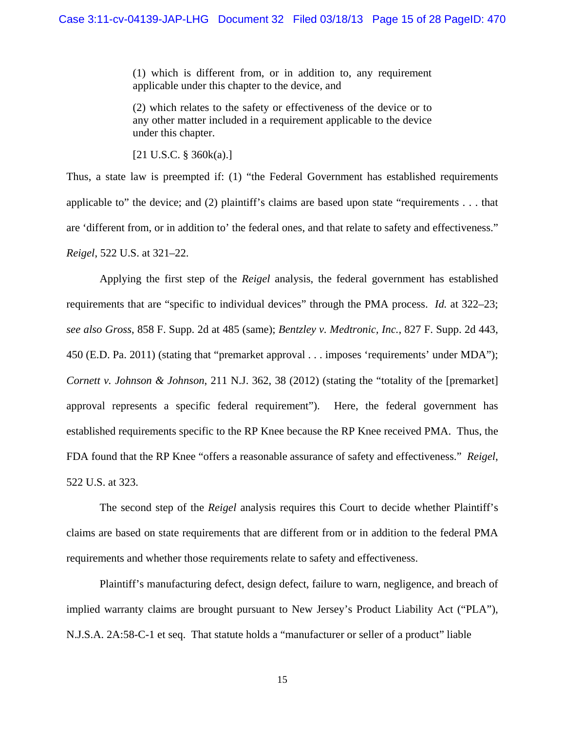> (1) which is different from, or in addition to, any requirement applicable under this chapter to the device, and
>
> (2) which relates to the safety or effectiveness of the device or to any other matter included in a requirement applicable to the device under this chapter.
>
> [21 U.S.C. § 360k(a).]

Thus, a state law is preempted if: (1) "the Federal Government has established requirements applicable to" the device; and (2) plaintiff's claims are based upon state "requirements . . . that are 'different from, or in addition to' the federal ones, and that relate to safety and effectiveness." *Reigel*, 522 U.S. at 321–22.

Applying the first step of the *Reigel* analysis, the federal government has established requirements that are "specific to individual devices" through the PMA process. *Id.* at 322–23; *see also Gross*, 858 F. Supp. 2d at 485 (same); *Bentzley v. Medtronic, Inc.*, 827 F. Supp. 2d 443, 450 (E.D. Pa. 2011) (stating that "premarket approval . . . imposes 'requirements' under MDA"); *Cornett v. Johnson & Johnson*, 211 N.J. 362, 38 (2012) (stating the "totality of the [premarket] approval represents a specific federal requirement"). Here, the federal government has established requirements specific to the RP Knee because the RP Knee received PMA. Thus, the FDA found that the RP Knee "offers a reasonable assurance of safety and effectiveness." *Reigel*, 522 U.S. at 323.

The second step of the *Reigel* analysis requires this Court to decide whether Plaintiff's claims are based on state requirements that are different from or in addition to the federal PMA requirements and whether those requirements relate to safety and effectiveness.

Plaintiff's manufacturing defect, design defect, failure to warn, negligence, and breach of implied warranty claims are brought pursuant to New Jersey's Product Liability Act ("PLA"), N.J.S.A. 2A:58-C-1 et seq. That statute holds a "manufacturer or seller of a product" liable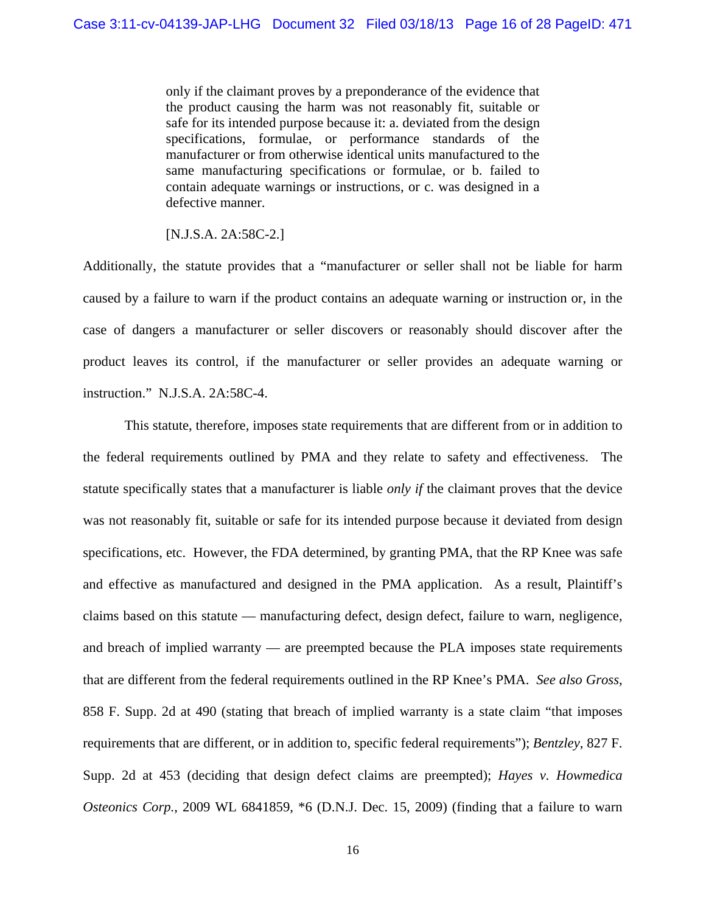> only if the claimant proves by a preponderance of the evidence that the product causing the harm was not reasonably fit, suitable or safe for its intended purpose because it: a. deviated from the design specifications, formulae, or performance standards of the manufacturer or from otherwise identical units manufactured to the same manufacturing specifications or formulae, or b. failed to contain adequate warnings or instructions, or c. was designed in a defective manner.
>
> [N.J.S.A. 2A:58C-2.]

Additionally, the statute provides that a "manufacturer or seller shall not be liable for harm caused by a failure to warn if the product contains an adequate warning or instruction or, in the case of dangers a manufacturer or seller discovers or reasonably should discover after the product leaves its control, if the manufacturer or seller provides an adequate warning or instruction." N.J.S.A. 2A:58C-4.

This statute, therefore, imposes state requirements that are different from or in addition to the federal requirements outlined by PMA and they relate to safety and effectiveness. The statute specifically states that a manufacturer is liable *only if* the claimant proves that the device was not reasonably fit, suitable or safe for its intended purpose because it deviated from design specifications, etc. However, the FDA determined, by granting PMA, that the RP Knee was safe and effective as manufactured and designed in the PMA application. As a result, Plaintiff's claims based on this statute — manufacturing defect, design defect, failure to warn, negligence, and breach of implied warranty — are preempted because the PLA imposes state requirements that are different from the federal requirements outlined in the RP Knee's PMA. *See also Gross*, 858 F. Supp. 2d at 490 (stating that breach of implied warranty is a state claim "that imposes requirements that are different, or in addition to, specific federal requirements"); *Bentzley*, 827 F. Supp. 2d at 453 (deciding that design defect claims are preempted); *Hayes v. Howmedica Osteonics Corp.*, 2009 WL 6841859, *6 (D.N.J. Dec. 15, 2009) (finding that a failure to warn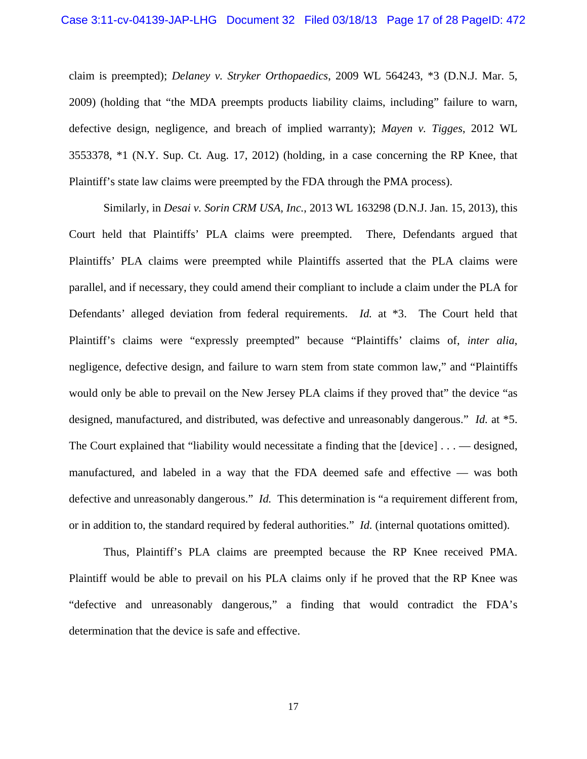claim is preempted); *Delaney v. Stryker Orthopaedics*, 2009 WL 564243, *3 (D.N.J. Mar. 5, 2009) (holding that "the MDA preempts products liability claims, including" failure to warn, defective design, negligence, and breach of implied warranty); *Mayen v. Tigges*, 2012 WL 3553378, *1 (N.Y. Sup. Ct. Aug. 17, 2012) (holding, in a case concerning the RP Knee, that Plaintiff's state law claims were preempted by the FDA through the PMA process).

Similarly, in *Desai v. Sorin CRM USA, Inc.*, 2013 WL 163298 (D.N.J. Jan. 15, 2013), this Court held that Plaintiffs' PLA claims were preempted. There, Defendants argued that Plaintiffs' PLA claims were preempted while Plaintiffs asserted that the PLA claims were parallel, and if necessary, they could amend their compliant to include a claim under the PLA for Defendants' alleged deviation from federal requirements. *Id.* at *3. The Court held that Plaintiff's claims were "expressly preempted" because "Plaintiffs' claims of, *inter alia*, negligence, defective design, and failure to warn stem from state common law," and "Plaintiffs would only be able to prevail on the New Jersey PLA claims if they proved that" the device "as designed, manufactured, and distributed, was defective and unreasonably dangerous." *Id.* at *5. The Court explained that "liability would necessitate a finding that the [device] . . . — designed, manufactured, and labeled in a way that the FDA deemed safe and effective — was both defective and unreasonably dangerous." *Id.* This determination is "a requirement different from, or in addition to, the standard required by federal authorities." *Id.* (internal quotations omitted).

Thus, Plaintiff's PLA claims are preempted because the RP Knee received PMA. Plaintiff would be able to prevail on his PLA claims only if he proved that the RP Knee was "defective and unreasonably dangerous," a finding that would contradict the FDA's determination that the device is safe and effective.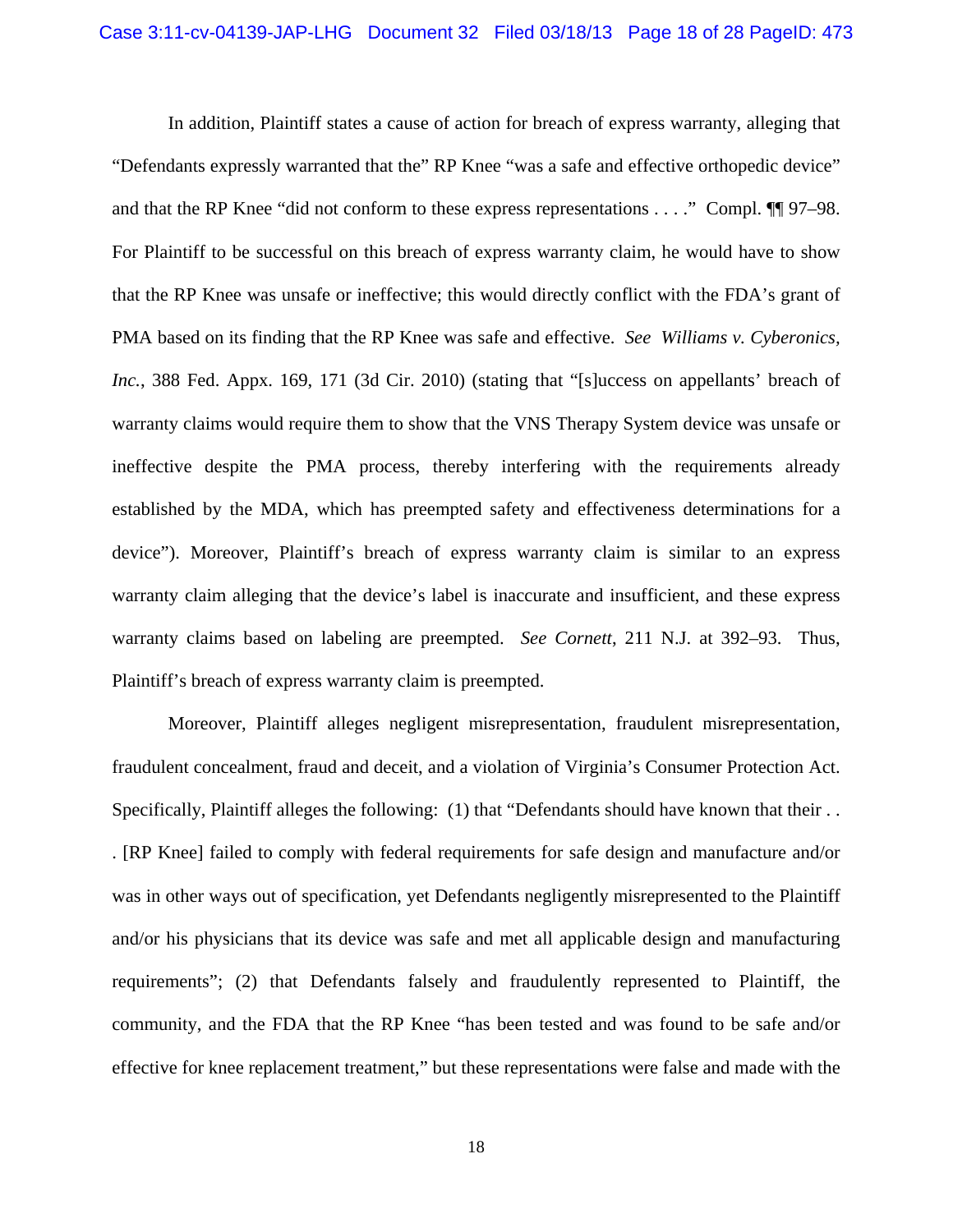In addition, Plaintiff states a cause of action for breach of express warranty, alleging that "Defendants expressly warranted that the" RP Knee "was a safe and effective orthopedic device" and that the RP Knee "did not conform to these express representations . . . ." Compl. ¶¶ 97–98. For Plaintiff to be successful on this breach of express warranty claim, he would have to show that the RP Knee was unsafe or ineffective; this would directly conflict with the FDA's grant of PMA based on its finding that the RP Knee was safe and effective. *See Williams v. Cyberonics, Inc.*, 388 Fed. Appx. 169, 171 (3d Cir. 2010) (stating that "[s]uccess on appellants' breach of warranty claims would require them to show that the VNS Therapy System device was unsafe or ineffective despite the PMA process, thereby interfering with the requirements already established by the MDA, which has preempted safety and effectiveness determinations for a device"). Moreover, Plaintiff's breach of express warranty claim is similar to an express warranty claim alleging that the device's label is inaccurate and insufficient, and these express warranty claims based on labeling are preempted. *See Cornett*, 211 N.J. at 392–93. Thus, Plaintiff's breach of express warranty claim is preempted.

Moreover, Plaintiff alleges negligent misrepresentation, fraudulent misrepresentation, fraudulent concealment, fraud and deceit, and a violation of Virginia's Consumer Protection Act. Specifically, Plaintiff alleges the following: (1) that "Defendants should have known that their . . . [RP Knee] failed to comply with federal requirements for safe design and manufacture and/or was in other ways out of specification, yet Defendants negligently misrepresented to the Plaintiff and/or his physicians that its device was safe and met all applicable design and manufacturing requirements"; (2) that Defendants falsely and fraudulently represented to Plaintiff, the community, and the FDA that the RP Knee "has been tested and was found to be safe and/or effective for knee replacement treatment," but these representations were false and made with the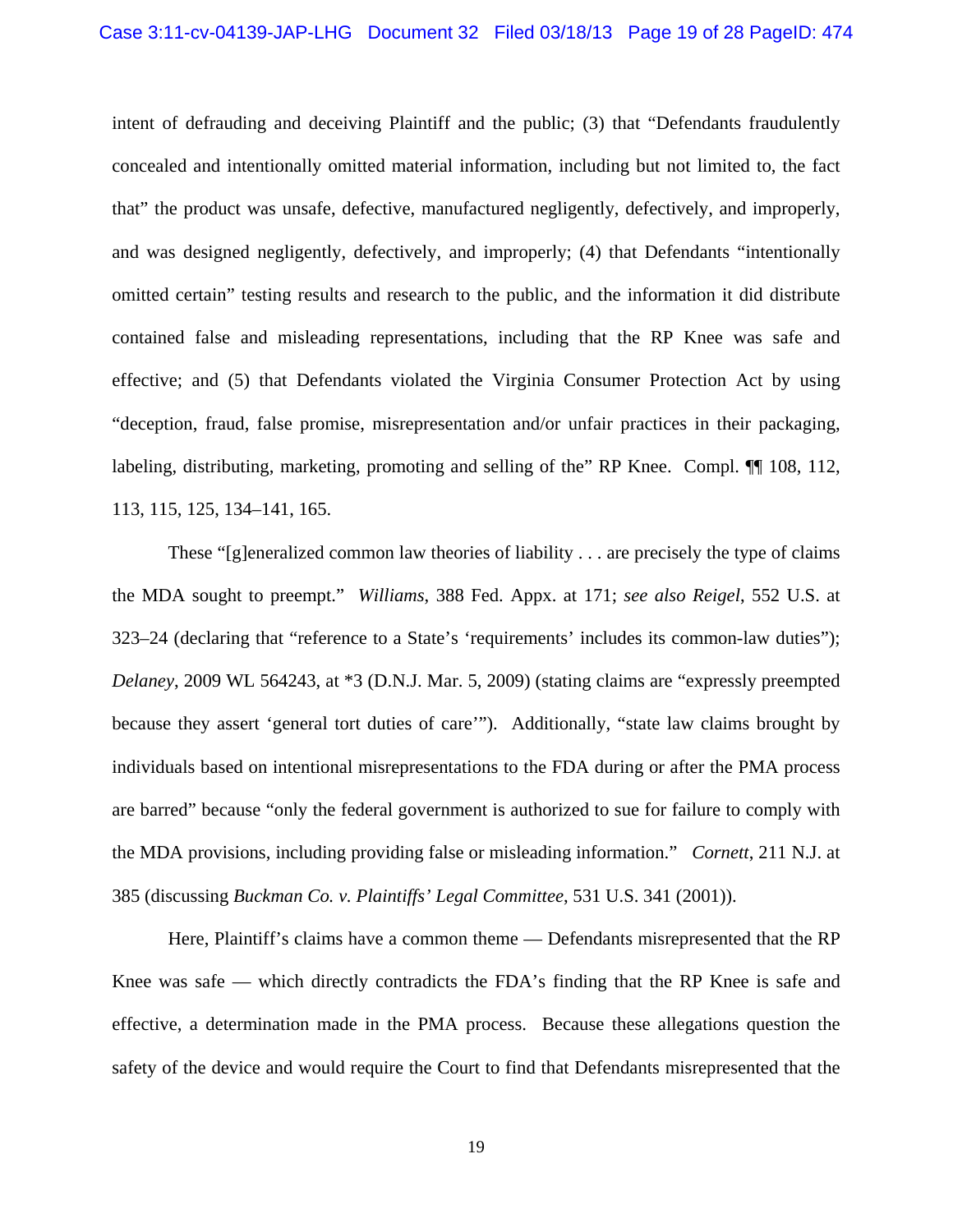intent of defrauding and deceiving Plaintiff and the public; (3) that "Defendants fraudulently concealed and intentionally omitted material information, including but not limited to, the fact that" the product was unsafe, defective, manufactured negligently, defectively, and improperly, and was designed negligently, defectively, and improperly; (4) that Defendants "intentionally omitted certain" testing results and research to the public, and the information it did distribute contained false and misleading representations, including that the RP Knee was safe and effective; and (5) that Defendants violated the Virginia Consumer Protection Act by using "deception, fraud, false promise, misrepresentation and/or unfair practices in their packaging, labeling, distributing, marketing, promoting and selling of the" RP Knee. Compl. ¶¶ 108, 112, 113, 115, 125, 134–141, 165.

These "[g]eneralized common law theories of liability . . . are precisely the type of claims the MDA sought to preempt." *Williams*, 388 Fed. Appx. at 171; *see also Reigel*, 552 U.S. at 323–24 (declaring that "reference to a State's 'requirements' includes its common-law duties"); *Delaney*, 2009 WL 564243, at *3 (D.N.J. Mar. 5, 2009) (stating claims are "expressly preempted because they assert 'general tort duties of care'"). Additionally, "state law claims brought by individuals based on intentional misrepresentations to the FDA during or after the PMA process are barred" because "only the federal government is authorized to sue for failure to comply with the MDA provisions, including providing false or misleading information." *Cornett*, 211 N.J. at 385 (discussing *Buckman Co. v. Plaintiffs' Legal Committee*, 531 U.S. 341 (2001)).

Here, Plaintiff's claims have a common theme — Defendants misrepresented that the RP Knee was safe — which directly contradicts the FDA's finding that the RP Knee is safe and effective, a determination made in the PMA process. Because these allegations question the safety of the device and would require the Court to find that Defendants misrepresented that the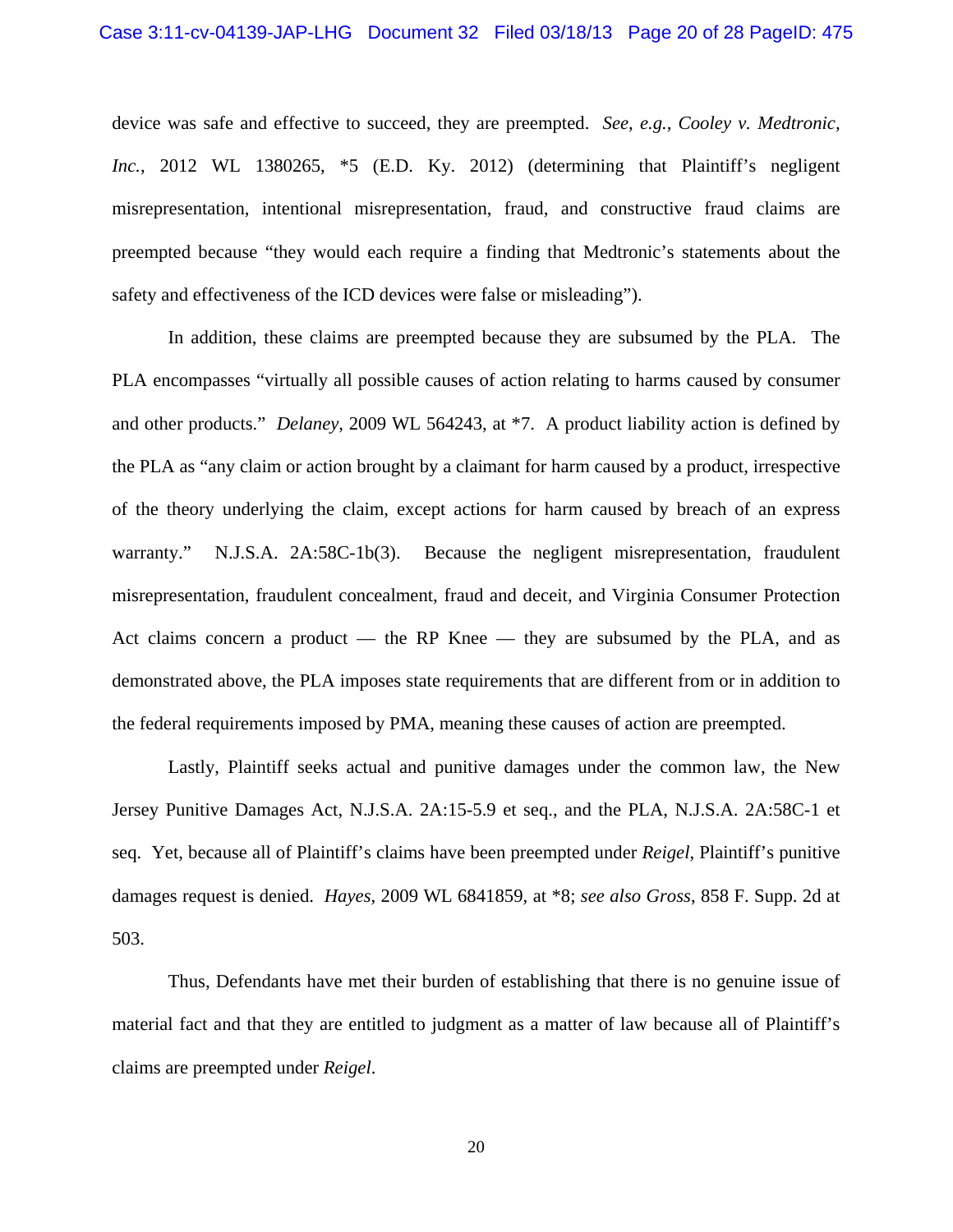device was safe and effective to succeed, they are preempted. *See*, *e.g.*, *Cooley v. Medtronic, Inc.*, 2012 WL 1380265, *5 (E.D. Ky. 2012) (determining that Plaintiff's negligent misrepresentation, intentional misrepresentation, fraud, and constructive fraud claims are preempted because "they would each require a finding that Medtronic's statements about the safety and effectiveness of the ICD devices were false or misleading").

In addition, these claims are preempted because they are subsumed by the PLA. The PLA encompasses "virtually all possible causes of action relating to harms caused by consumer and other products." *Delaney*, 2009 WL 564243, at *7. A product liability action is defined by the PLA as "any claim or action brought by a claimant for harm caused by a product, irrespective of the theory underlying the claim, except actions for harm caused by breach of an express warranty." N.J.S.A. 2A:58C-1b(3). Because the negligent misrepresentation, fraudulent misrepresentation, fraudulent concealment, fraud and deceit, and Virginia Consumer Protection Act claims concern a product — the RP Knee — they are subsumed by the PLA, and as demonstrated above, the PLA imposes state requirements that are different from or in addition to the federal requirements imposed by PMA, meaning these causes of action are preempted.

Lastly, Plaintiff seeks actual and punitive damages under the common law, the New Jersey Punitive Damages Act, N.J.S.A. 2A:15-5.9 et seq., and the PLA, N.J.S.A. 2A:58C-1 et seq. Yet, because all of Plaintiff's claims have been preempted under *Reigel*, Plaintiff's punitive damages request is denied. *Hayes*, 2009 WL 6841859, at *8; *see also Gross*, 858 F. Supp. 2d at 503.

Thus, Defendants have met their burden of establishing that there is no genuine issue of material fact and that they are entitled to judgment as a matter of law because all of Plaintiff's claims are preempted under *Reigel*.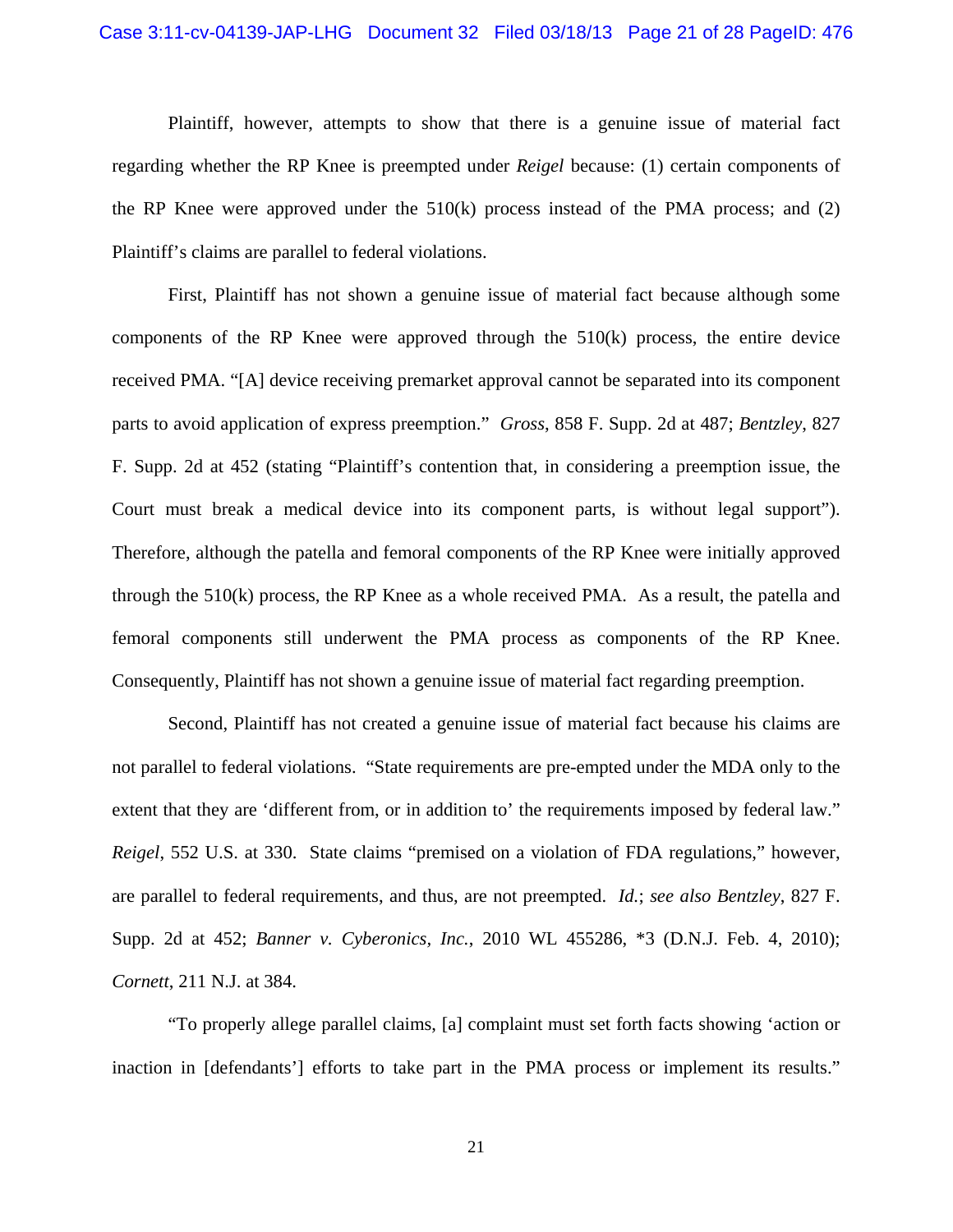Plaintiff, however, attempts to show that there is a genuine issue of material fact regarding whether the RP Knee is preempted under *Reigel* because: (1) certain components of the RP Knee were approved under the 510(k) process instead of the PMA process; and (2) Plaintiff's claims are parallel to federal violations.

First, Plaintiff has not shown a genuine issue of material fact because although some components of the RP Knee were approved through the 510(k) process, the entire device received PMA. "[A] device receiving premarket approval cannot be separated into its component parts to avoid application of express preemption." *Gross*, 858 F. Supp. 2d at 487; *Bentzley*, 827 F. Supp. 2d at 452 (stating "Plaintiff's contention that, in considering a preemption issue, the Court must break a medical device into its component parts, is without legal support"). Therefore, although the patella and femoral components of the RP Knee were initially approved through the 510(k) process, the RP Knee as a whole received PMA. As a result, the patella and femoral components still underwent the PMA process as components of the RP Knee. Consequently, Plaintiff has not shown a genuine issue of material fact regarding preemption.

Second, Plaintiff has not created a genuine issue of material fact because his claims are not parallel to federal violations. "State requirements are pre-empted under the MDA only to the extent that they are 'different from, or in addition to' the requirements imposed by federal law." *Reigel*, 552 U.S. at 330. State claims "premised on a violation of FDA regulations," however, are parallel to federal requirements, and thus, are not preempted. *Id.*; *see also Bentzley*, 827 F. Supp. 2d at 452; *Banner v. Cyberonics, Inc.*, 2010 WL 455286, *3 (D.N.J. Feb. 4, 2010); *Cornett*, 211 N.J. at 384.

"To properly allege parallel claims, [a] complaint must set forth facts showing 'action or inaction in [defendants'] efforts to take part in the PMA process or implement its results."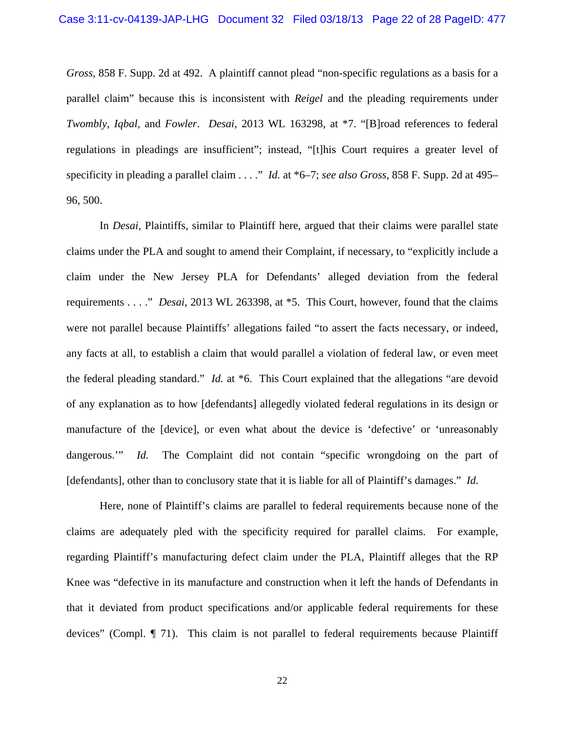*Gross*, 858 F. Supp. 2d at 492. A plaintiff cannot plead "non-specific regulations as a basis for a parallel claim" because this is inconsistent with *Reigel* and the pleading requirements under *Twombly*, *Iqbal*, and *Fowler*. *Desai*, 2013 WL 163298, at *7. "[B]road references to federal regulations in pleadings are insufficient"; instead, "[t]his Court requires a greater level of specificity in pleading a parallel claim . . . ." *Id.* at *6–7; *see also Gross*, 858 F. Supp. 2d at 495–96, 500.

In *Desai*, Plaintiffs, similar to Plaintiff here, argued that their claims were parallel state claims under the PLA and sought to amend their Complaint, if necessary, to "explicitly include a claim under the New Jersey PLA for Defendants' alleged deviation from the federal requirements . . . ." *Desai*, 2013 WL 263398, at *5. This Court, however, found that the claims were not parallel because Plaintiffs' allegations failed "to assert the facts necessary, or indeed, any facts at all, to establish a claim that would parallel a violation of federal law, or even meet the federal pleading standard." *Id.* at *6. This Court explained that the allegations "are devoid of any explanation as to how [defendants] allegedly violated federal regulations in its design or manufacture of the [device], or even what about the device is 'defective' or 'unreasonably dangerous.'" *Id.* The Complaint did not contain "specific wrongdoing on the part of [defendants], other than to conclusory state that it is liable for all of Plaintiff's damages." *Id.*

Here, none of Plaintiff's claims are parallel to federal requirements because none of the claims are adequately pled with the specificity required for parallel claims. For example, regarding Plaintiff's manufacturing defect claim under the PLA, Plaintiff alleges that the RP Knee was "defective in its manufacture and construction when it left the hands of Defendants in that it deviated from product specifications and/or applicable federal requirements for these devices" (Compl. ¶ 71). This claim is not parallel to federal requirements because Plaintiff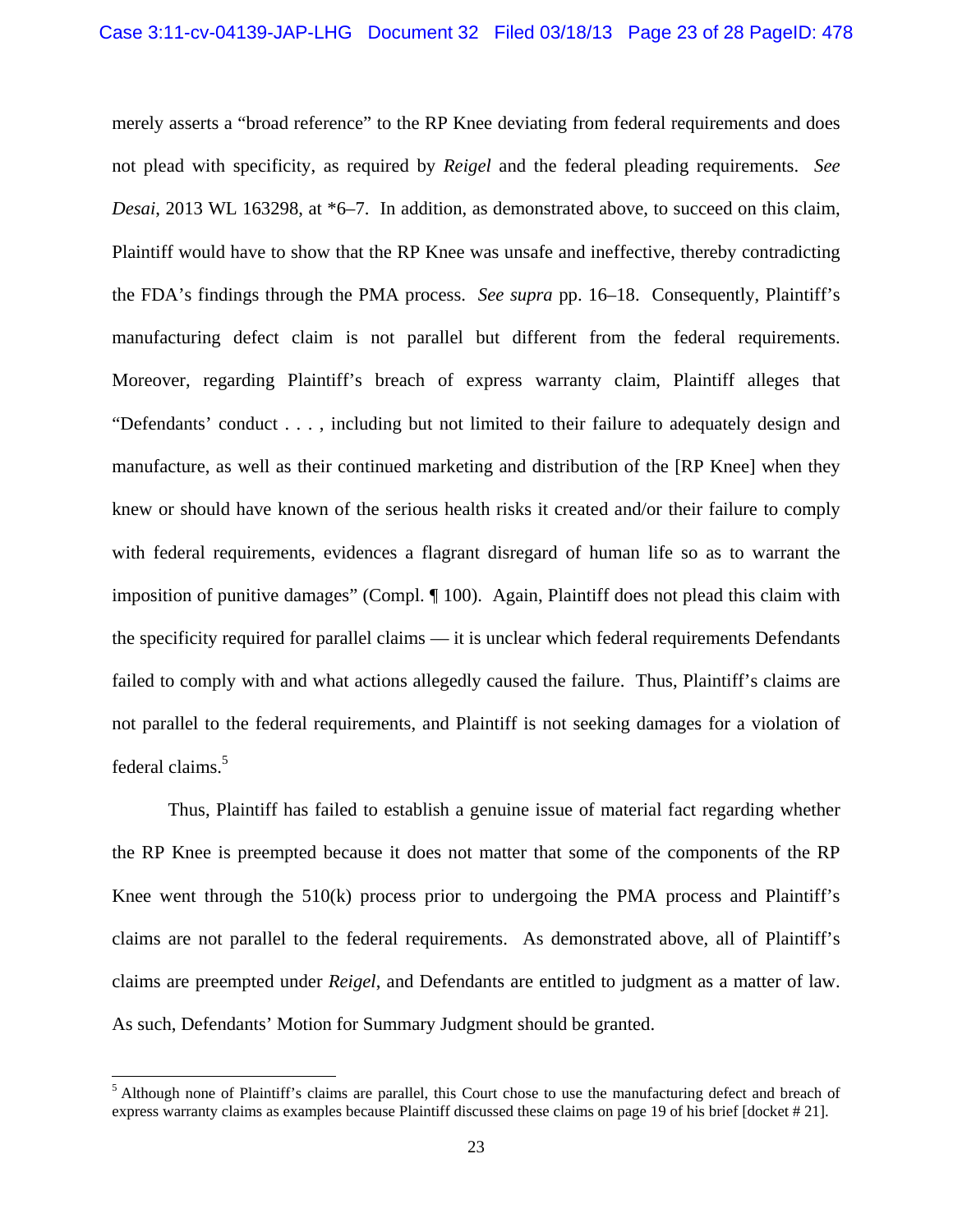merely asserts a "broad reference" to the RP Knee deviating from federal requirements and does not plead with specificity, as required by *Reigel* and the federal pleading requirements. *See Desai*, 2013 WL 163298, at *6–7. In addition, as demonstrated above, to succeed on this claim, Plaintiff would have to show that the RP Knee was unsafe and ineffective, thereby contradicting the FDA's findings through the PMA process. *See supra* pp. 16–18. Consequently, Plaintiff's manufacturing defect claim is not parallel but different from the federal requirements. Moreover, regarding Plaintiff's breach of express warranty claim, Plaintiff alleges that "Defendants' conduct . . . , including but not limited to their failure to adequately design and manufacture, as well as their continued marketing and distribution of the [RP Knee] when they knew or should have known of the serious health risks it created and/or their failure to comply with federal requirements, evidences a flagrant disregard of human life so as to warrant the imposition of punitive damages" (Compl. ¶ 100). Again, Plaintiff does not plead this claim with the specificity required for parallel claims — it is unclear which federal requirements Defendants failed to comply with and what actions allegedly caused the failure. Thus, Plaintiff's claims are not parallel to the federal requirements, and Plaintiff is not seeking damages for a violation of federal claims.[5]

Thus, Plaintiff has failed to establish a genuine issue of material fact regarding whether the RP Knee is preempted because it does not matter that some of the components of the RP Knee went through the 510(k) process prior to undergoing the PMA process and Plaintiff's claims are not parallel to the federal requirements. As demonstrated above, all of Plaintiff's claims are preempted under *Reigel*, and Defendants are entitled to judgment as a matter of law. As such, Defendants' Motion for Summary Judgment should be granted.

---

[5] Although none of Plaintiff's claims are parallel, this Court chose to use the manufacturing defect and breach of express warranty claims as examples because Plaintiff discussed these claims on page 19 of his brief [docket # 21].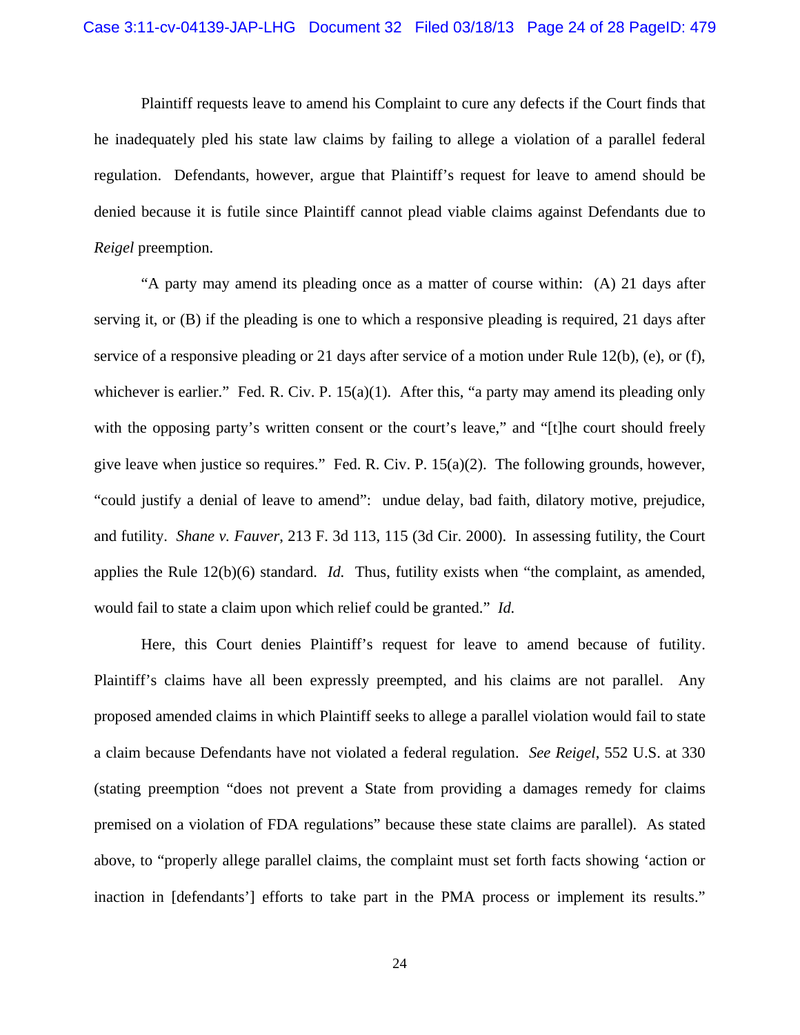Plaintiff requests leave to amend his Complaint to cure any defects if the Court finds that he inadequately pled his state law claims by failing to allege a violation of a parallel federal regulation. Defendants, however, argue that Plaintiff's request for leave to amend should be denied because it is futile since Plaintiff cannot plead viable claims against Defendants due to *Reigel* preemption.

"A party may amend its pleading once as a matter of course within: (A) 21 days after serving it, or (B) if the pleading is one to which a responsive pleading is required, 21 days after service of a responsive pleading or 21 days after service of a motion under Rule 12(b), (e), or (f), whichever is earlier." Fed. R. Civ. P. 15(a)(1). After this, "a party may amend its pleading only with the opposing party's written consent or the court's leave," and "[t]he court should freely give leave when justice so requires." Fed. R. Civ. P. 15(a)(2). The following grounds, however, "could justify a denial of leave to amend": undue delay, bad faith, dilatory motive, prejudice, and futility. *Shane v. Fauver*, 213 F. 3d 113, 115 (3d Cir. 2000). In assessing futility, the Court applies the Rule 12(b)(6) standard. *Id.* Thus, futility exists when "the complaint, as amended, would fail to state a claim upon which relief could be granted." *Id.*

Here, this Court denies Plaintiff's request for leave to amend because of futility. Plaintiff's claims have all been expressly preempted, and his claims are not parallel. Any proposed amended claims in which Plaintiff seeks to allege a parallel violation would fail to state a claim because Defendants have not violated a federal regulation. *See Reigel*, 552 U.S. at 330 (stating preemption "does not prevent a State from providing a damages remedy for claims premised on a violation of FDA regulations" because these state claims are parallel). As stated above, to "properly allege parallel claims, the complaint must set forth facts showing 'action or inaction in [defendants'] efforts to take part in the PMA process or implement its results."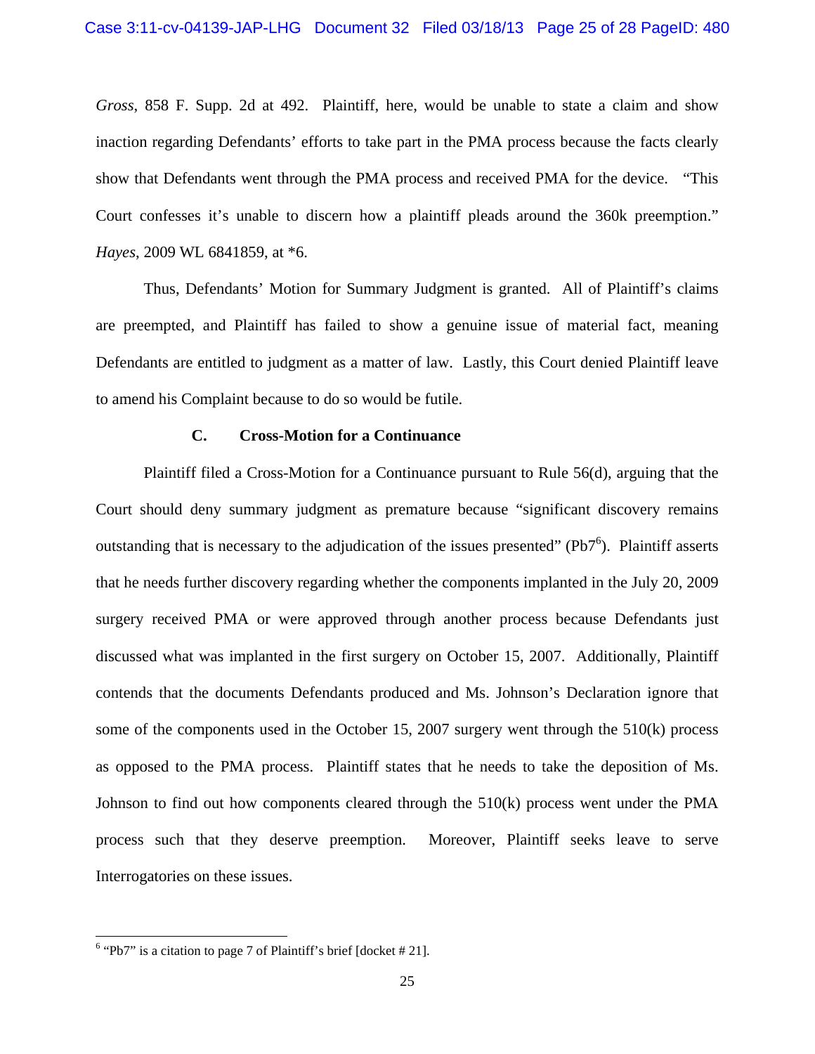*Gross*, 858 F. Supp. 2d at 492. Plaintiff, here, would be unable to state a claim and show inaction regarding Defendants' efforts to take part in the PMA process because the facts clearly show that Defendants went through the PMA process and received PMA for the device. "This Court confesses it's unable to discern how a plaintiff pleads around the 360k preemption." *Hayes*, 2009 WL 6841859, at *6.

Thus, Defendants' Motion for Summary Judgment is granted. All of Plaintiff's claims are preempted, and Plaintiff has failed to show a genuine issue of material fact, meaning Defendants are entitled to judgment as a matter of law. Lastly, this Court denied Plaintiff leave to amend his Complaint because to do so would be futile.

### C. Cross-Motion for a Continuance

Plaintiff filed a Cross-Motion for a Continuance pursuant to Rule 56(d), arguing that the Court should deny summary judgment as premature because "significant discovery remains outstanding that is necessary to the adjudication of the issues presented" (Pb7[6]). Plaintiff asserts that he needs further discovery regarding whether the components implanted in the July 20, 2009 surgery received PMA or were approved through another process because Defendants just discussed what was implanted in the first surgery on October 15, 2007. Additionally, Plaintiff contends that the documents Defendants produced and Ms. Johnson's Declaration ignore that some of the components used in the October 15, 2007 surgery went through the 510(k) process as opposed to the PMA process. Plaintiff states that he needs to take the deposition of Ms. Johnson to find out how components cleared through the 510(k) process went under the PMA process such that they deserve preemption. Moreover, Plaintiff seeks leave to serve Interrogatories on these issues.

---

[6] "Pb7" is a citation to page 7 of Plaintiff's brief [docket # 21].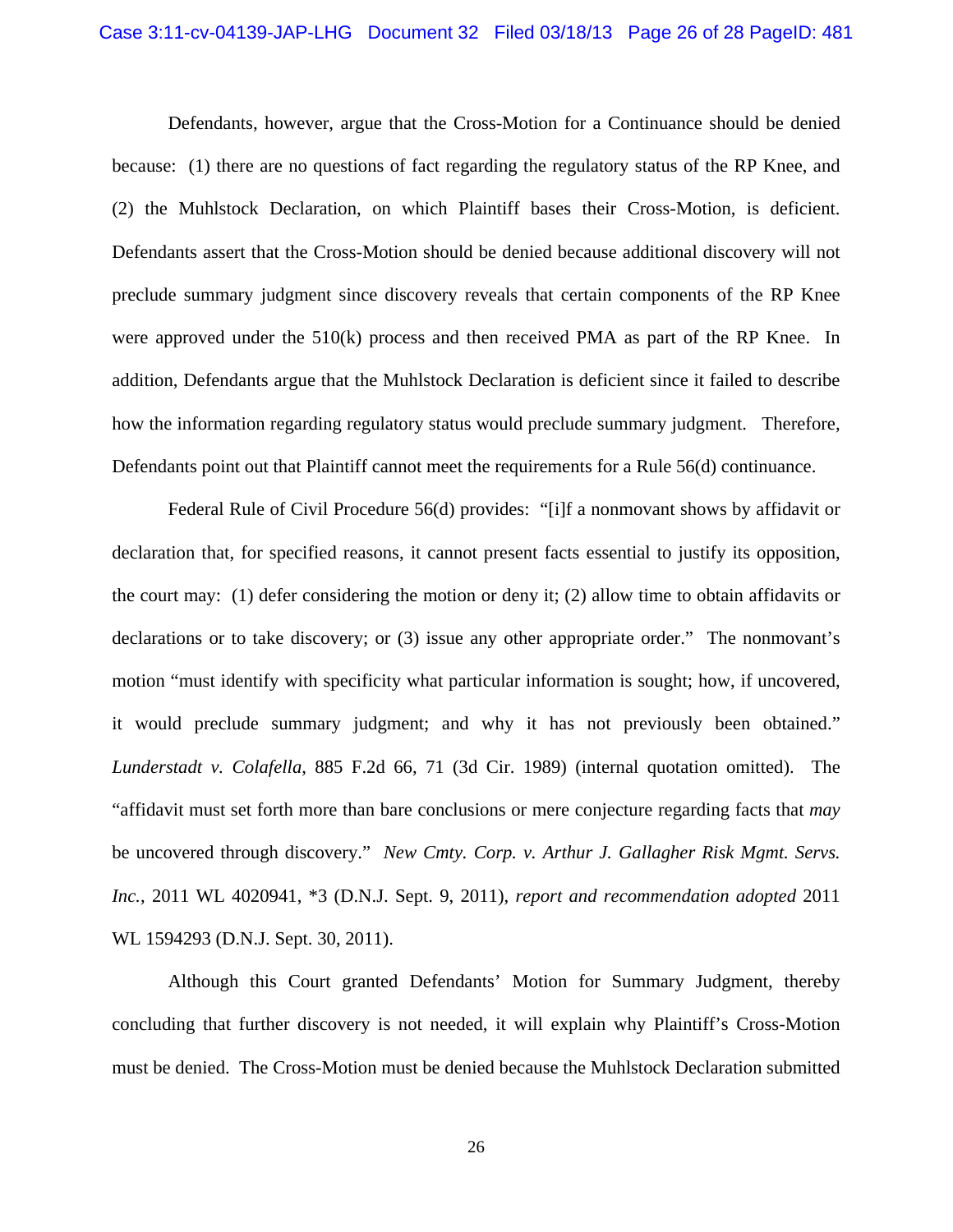Defendants, however, argue that the Cross-Motion for a Continuance should be denied because: (1) there are no questions of fact regarding the regulatory status of the RP Knee, and (2) the Muhlstock Declaration, on which Plaintiff bases their Cross-Motion, is deficient. Defendants assert that the Cross-Motion should be denied because additional discovery will not preclude summary judgment since discovery reveals that certain components of the RP Knee were approved under the 510(k) process and then received PMA as part of the RP Knee. In addition, Defendants argue that the Muhlstock Declaration is deficient since it failed to describe how the information regarding regulatory status would preclude summary judgment. Therefore, Defendants point out that Plaintiff cannot meet the requirements for a Rule 56(d) continuance.

Federal Rule of Civil Procedure 56(d) provides: "[i]f a nonmovant shows by affidavit or declaration that, for specified reasons, it cannot present facts essential to justify its opposition, the court may: (1) defer considering the motion or deny it; (2) allow time to obtain affidavits or declarations or to take discovery; or (3) issue any other appropriate order." The nonmovant's motion "must identify with specificity what particular information is sought; how, if uncovered, it would preclude summary judgment; and why it has not previously been obtained." *Lunderstadt v. Colafella*, 885 F.2d 66, 71 (3d Cir. 1989) (internal quotation omitted). The "affidavit must set forth more than bare conclusions or mere conjecture regarding facts that *may* be uncovered through discovery." *New Cmty. Corp. v. Arthur J. Gallagher Risk Mgmt. Servs. Inc.*, 2011 WL 4020941, *3 (D.N.J. Sept. 9, 2011), *report and recommendation adopted* 2011 WL 1594293 (D.N.J. Sept. 30, 2011).

Although this Court granted Defendants' Motion for Summary Judgment, thereby concluding that further discovery is not needed, it will explain why Plaintiff's Cross-Motion must be denied. The Cross-Motion must be denied because the Muhlstock Declaration submitted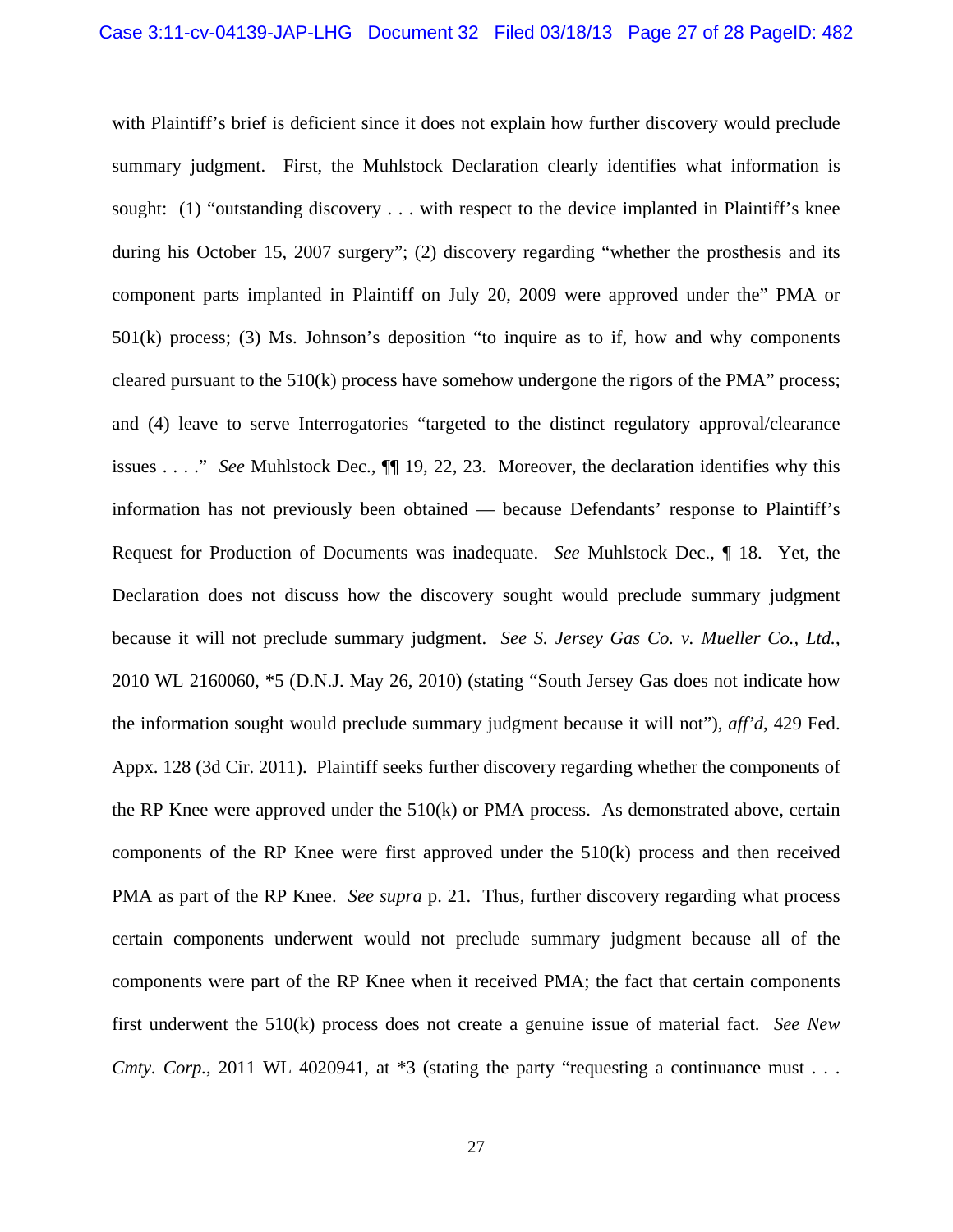with Plaintiff's brief is deficient since it does not explain how further discovery would preclude summary judgment. First, the Muhlstock Declaration clearly identifies what information is sought: (1) "outstanding discovery . . . with respect to the device implanted in Plaintiff's knee during his October 15, 2007 surgery"; (2) discovery regarding "whether the prosthesis and its component parts implanted in Plaintiff on July 20, 2009 were approved under the" PMA or 501(k) process; (3) Ms. Johnson's deposition "to inquire as to if, how and why components cleared pursuant to the 510(k) process have somehow undergone the rigors of the PMA" process; and (4) leave to serve Interrogatories "targeted to the distinct regulatory approval/clearance issues . . . ." *See* Muhlstock Dec., ¶¶ 19, 22, 23. Moreover, the declaration identifies why this information has not previously been obtained — because Defendants' response to Plaintiff's Request for Production of Documents was inadequate. *See* Muhlstock Dec., ¶ 18. Yet, the Declaration does not discuss how the discovery sought would preclude summary judgment because it will not preclude summary judgment. *See S. Jersey Gas Co. v. Mueller Co., Ltd.*, 2010 WL 2160060, *5 (D.N.J. May 26, 2010) (stating "South Jersey Gas does not indicate how the information sought would preclude summary judgment because it will not"), *aff'd*, 429 Fed. Appx. 128 (3d Cir. 2011). Plaintiff seeks further discovery regarding whether the components of the RP Knee were approved under the 510(k) or PMA process. As demonstrated above, certain components of the RP Knee were first approved under the 510(k) process and then received PMA as part of the RP Knee. *See supra* p. 21. Thus, further discovery regarding what process certain components underwent would not preclude summary judgment because all of the components were part of the RP Knee when it received PMA; the fact that certain components first underwent the 510(k) process does not create a genuine issue of material fact. *See New Cmty. Corp.*, 2011 WL 4020941, at *3 (stating the party "requesting a continuance must . . .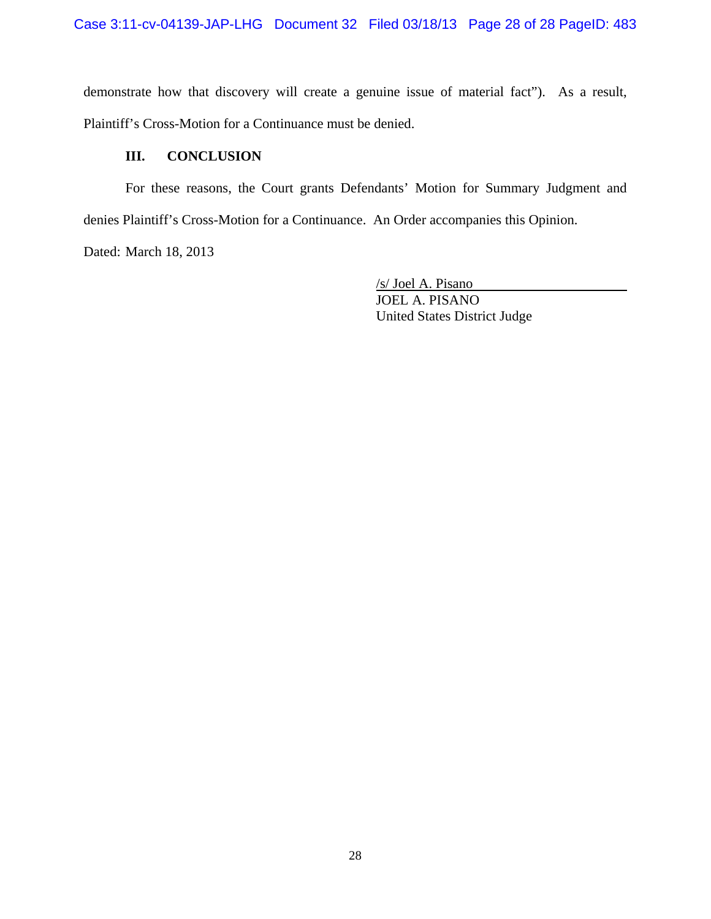demonstrate how that discovery will create a genuine issue of material fact"). As a result, Plaintiff's Cross-Motion for a Continuance must be denied.

## III. CONCLUSION

For these reasons, the Court grants Defendants' Motion for Summary Judgment and denies Plaintiff's Cross-Motion for a Continuance. An Order accompanies this Opinion.

Dated: March 18, 2013

/s/ Joel A. Pisano
JOEL A. PISANO
United States District Judge